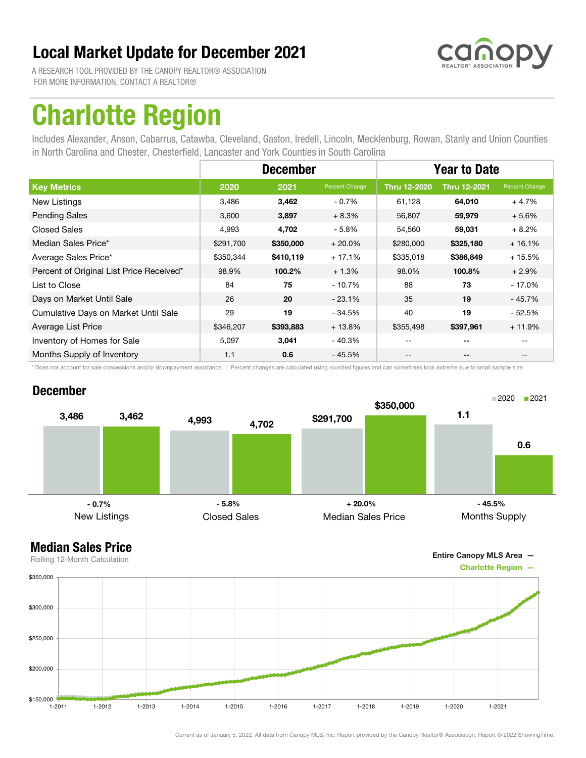# Local Market Update for December 2021

A RESEARCH TOOL PROVIDED BY THE CANOPY REALTOR® ASSOCIATION
FOR MORE INFORMATION, CONTACT A REALTOR®

# Charlotte Region

Includes Alexander, Anson, Cabarrus, Catawba, Cleveland, Gaston, Iredell, Lincoln, Mecklenburg, Rowan, Stanly and Union Counties in North Carolina and Chester, Chesterfield, Lancaster and York Counties in South Carolina

| | December | | | Year to Date | | |
|---|---|---|---|---|---|---|
| **Key Metrics** | **2020** | **2021** | **Percent Change** | **Thru 12-2020** | **Thru 12-2021** | **Percent Change** |
| New Listings | 3,486 | **3,462** | - 0.7% | 61,128 | **64,010** | + 4.7% |
| Pending Sales | 3,600 | **3,897** | + 8.3% | 56,807 | **59,979** | + 5.6% |
| Closed Sales | 4,993 | **4,702** | - 5.8% | 54,560 | **59,031** | + 8.2% |
| Median Sales Price* | $291,700 | **$350,000** | + 20.0% | $280,000 | **$325,180** | + 16.1% |
| Average Sales Price* | $350,344 | **$410,119** | + 17.1% | $335,018 | **$386,849** | + 15.5% |
| Percent of Original List Price Received* | 98.9% | **100.2%** | + 1.3% | 98.0% | **100.8%** | + 2.9% |
| List to Close | 84 | **75** | - 10.7% | 88 | **73** | - 17.0% |
| Days on Market Until Sale | 26 | **20** | - 23.1% | 35 | **19** | - 45.7% |
| Cumulative Days on Market Until Sale | 29 | **19** | - 34.5% | 40 | **19** | - 52.5% |
| Average List Price | $346,207 | **$393,883** | + 13.8% | $355,498 | **$397,961** | + 11.9% |
| Inventory of Homes for Sale | 5,097 | **3,041** | - 40.3% | -- | **--** | -- |
| Months Supply of Inventory | 1.1 | **0.6** | - 45.5% | -- | **--** | -- |

\* Does not account for sale concessions and/or downpayment assistance. | Percent changes are calculated using rounded figures and can sometimes look extreme due to small sample size.

## December

| | 2020 | 2021 | Change |
|---|---|---|---|
| New Listings | 3,486 | 3,462 | - 0.7% |
| Closed Sales | 4,993 | 4,702 | - 5.8% |
| Median Sales Price | $291,700 | $350,000 | + 20.0% |
| Months Supply | 1.1 | 0.6 | - 45.5% |

## Median Sales Price

Rolling 12-Month Calculation

Entire Canopy MLS Area —
Charlotte Region —

Current as of January 5, 2022. All data from Canopy MLS, Inc. Report provided by the Canopy Realtor® Association. Report © 2022 ShowingTime.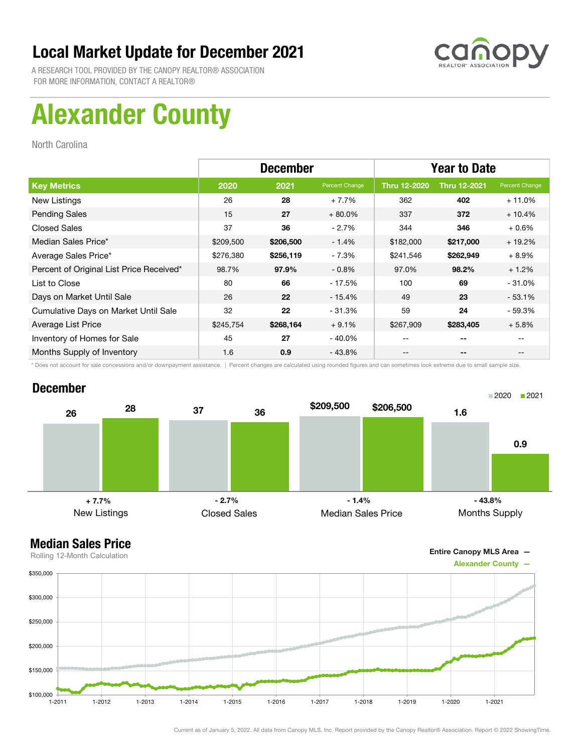# Local Market Update for December 2021

A RESEARCH TOOL PROVIDED BY THE CANOPY REALTOR® ASSOCIATION
FOR MORE INFORMATION, CONTACT A REALTOR®

# Alexander County

North Carolina

| | December | | | Year to Date | | |
|---|---|---|---|---|---|---|
| **Key Metrics** | **2020** | **2021** | **Percent Change** | **Thru 12-2020** | **Thru 12-2021** | **Percent Change** |
| New Listings | 26 | **28** | + 7.7% | 362 | **402** | + 11.0% |
| Pending Sales | 15 | **27** | + 80.0% | 337 | **372** | + 10.4% |
| Closed Sales | 37 | **36** | - 2.7% | 344 | **346** | + 0.6% |
| Median Sales Price* | $209,500 | **$206,500** | - 1.4% | $182,000 | **$217,000** | + 19.2% |
| Average Sales Price* | $276,380 | **$256,119** | - 7.3% | $241,546 | **$262,949** | + 8.9% |
| Percent of Original List Price Received* | 98.7% | **97.9%** | - 0.8% | 97.0% | **98.2%** | + 1.2% |
| List to Close | 80 | **66** | - 17.5% | 100 | **69** | - 31.0% |
| Days on Market Until Sale | 26 | **22** | - 15.4% | 49 | **23** | - 53.1% |
| Cumulative Days on Market Until Sale | 32 | **22** | - 31.3% | 59 | **24** | - 59.3% |
| Average List Price | $245,754 | **$268,164** | + 9.1% | $267,909 | **$283,405** | + 5.8% |
| Inventory of Homes for Sale | 45 | **27** | - 40.0% | -- | **--** | -- |
| Months Supply of Inventory | 1.6 | **0.9** | - 43.8% | -- | **--** | -- |

\* Does not account for sale concessions and/or downpayment assistance. | Percent changes are calculated using rounded figures and can sometimes look extreme due to small sample size.

## December

| | 2020 | 2021 | Change |
|---|---|---|---|
| New Listings | 26 | 28 | + 7.7% |
| Closed Sales | 37 | 36 | - 2.7% |
| Median Sales Price | $209,500 | $206,500 | - 1.4% |
| Months Supply | 1.6 | 0.9 | - 43.8% |

## Median Sales Price

Rolling 12-Month Calculation

Entire Canopy MLS Area —
Alexander County —

Current as of January 5, 2022. All data from Canopy MLS, Inc. Report provided by the Canopy Realtor® Association. Report © 2022 ShowingTime.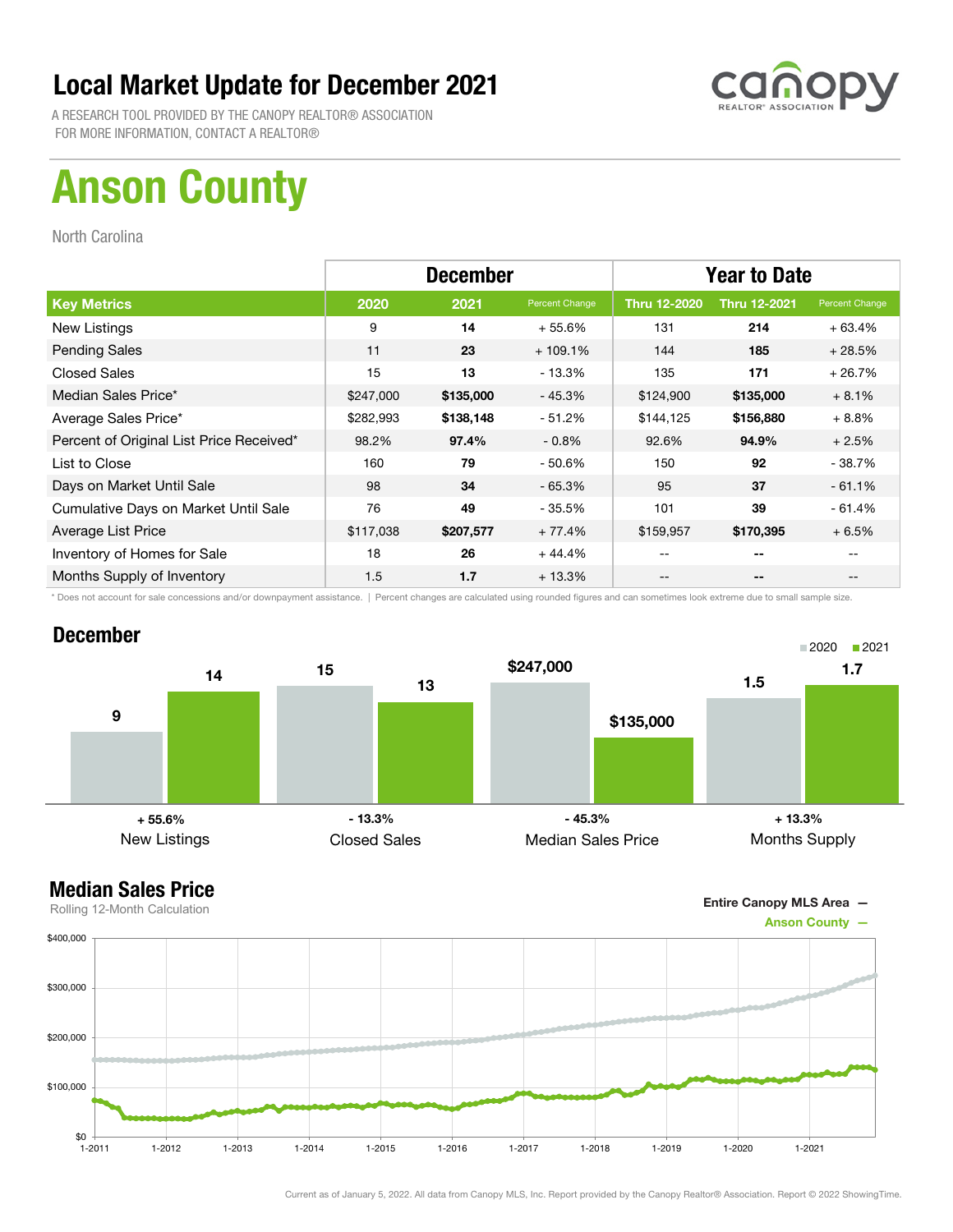# Local Market Update for December 2021

A RESEARCH TOOL PROVIDED BY THE CANOPY REALTOR® ASSOCIATION
FOR MORE INFORMATION, CONTACT A REALTOR®

canopy REALTOR® ASSOCIATION

# Anson County

North Carolina

| | December | | | Year to Date | | |
|---|---|---|---|---|---|---|
| **Key Metrics** | **2020** | **2021** | **Percent Change** | **Thru 12-2020** | **Thru 12-2021** | **Percent Change** |
| New Listings | 9 | **14** | + 55.6% | 131 | **214** | + 63.4% |
| Pending Sales | 11 | **23** | + 109.1% | 144 | **185** | + 28.5% |
| Closed Sales | 15 | **13** | - 13.3% | 135 | **171** | + 26.7% |
| Median Sales Price* | $247,000 | **$135,000** | - 45.3% | $124,900 | **$135,000** | + 8.1% |
| Average Sales Price* | $282,993 | **$138,148** | - 51.2% | $144,125 | **$156,880** | + 8.8% |
| Percent of Original List Price Received* | 98.2% | **97.4%** | - 0.8% | 92.6% | **94.9%** | + 2.5% |
| List to Close | 160 | **79** | - 50.6% | 150 | **92** | - 38.7% |
| Days on Market Until Sale | 98 | **34** | - 65.3% | 95 | **37** | - 61.1% |
| Cumulative Days on Market Until Sale | 76 | **49** | - 35.5% | 101 | **39** | - 61.4% |
| Average List Price | $117,038 | **$207,577** | + 77.4% | $159,957 | **$170,395** | + 6.5% |
| Inventory of Homes for Sale | 18 | **26** | + 44.4% | -- | **--** | -- |
| Months Supply of Inventory | 1.5 | **1.7** | + 13.3% | -- | **--** | -- |

\* Does not account for sale concessions and/or downpayment assistance. | Percent changes are calculated using rounded figures and can sometimes look extreme due to small sample size.

## December

| | 2020 | 2021 | Change |
|---|---|---|---|
| New Listings | 9 | 14 | + 55.6% |
| Closed Sales | 15 | 13 | - 13.3% |
| Median Sales Price | $247,000 | $135,000 | - 45.3% |
| Months Supply | 1.5 | 1.7 | + 13.3% |

## Median Sales Price

Rolling 12-Month Calculation

Entire Canopy MLS Area —
Anson County —

Current as of January 5, 2022. All data from Canopy MLS, Inc. Report provided by the Canopy Realtor® Association. Report © 2022 ShowingTime.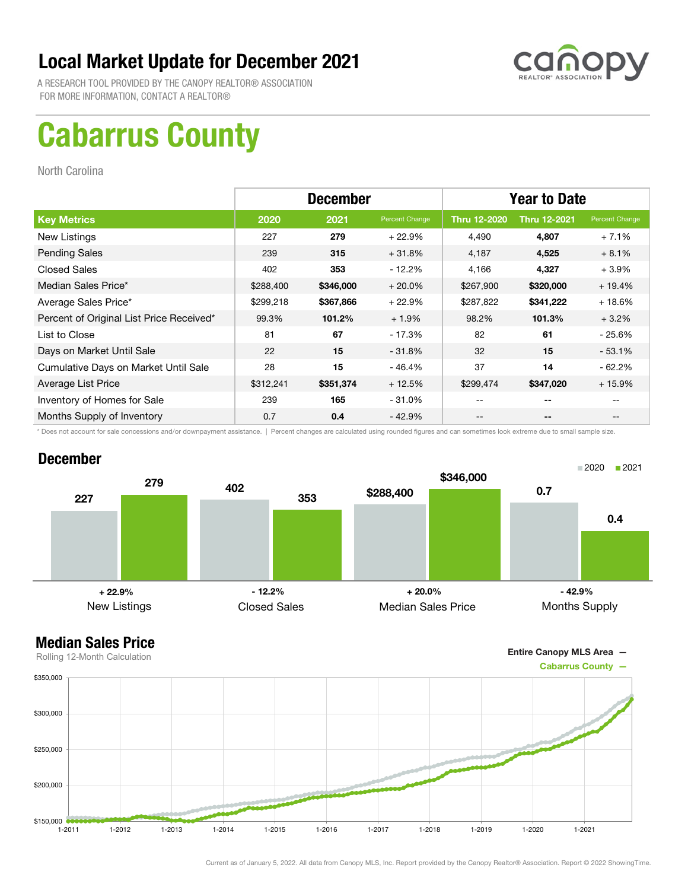# Local Market Update for December 2021

A RESEARCH TOOL PROVIDED BY THE CANOPY REALTOR® ASSOCIATION
FOR MORE INFORMATION, CONTACT A REALTOR®

# Cabarrus County

North Carolina

| | December | | | Year to Date | | |
|---|---|---|---|---|---|---|
| **Key Metrics** | **2020** | **2021** | **Percent Change** | **Thru 12-2020** | **Thru 12-2021** | **Percent Change** |
| New Listings | 227 | **279** | + 22.9% | 4,490 | **4,807** | + 7.1% |
| Pending Sales | 239 | **315** | + 31.8% | 4,187 | **4,525** | + 8.1% |
| Closed Sales | 402 | **353** | - 12.2% | 4,166 | **4,327** | + 3.9% |
| Median Sales Price* | $288,400 | **$346,000** | + 20.0% | $267,900 | **$320,000** | + 19.4% |
| Average Sales Price* | $299,218 | **$367,866** | + 22.9% | $287,822 | **$341,222** | + 18.6% |
| Percent of Original List Price Received* | 99.3% | **101.2%** | + 1.9% | 98.2% | **101.3%** | + 3.2% |
| List to Close | 81 | **67** | - 17.3% | 82 | **61** | - 25.6% |
| Days on Market Until Sale | 22 | **15** | - 31.8% | 32 | **15** | - 53.1% |
| Cumulative Days on Market Until Sale | 28 | **15** | - 46.4% | 37 | **14** | - 62.2% |
| Average List Price | $312,241 | **$351,374** | + 12.5% | $299,474 | **$347,020** | + 15.9% |
| Inventory of Homes for Sale | 239 | **165** | - 31.0% | -- | **--** | -- |
| Months Supply of Inventory | 0.7 | **0.4** | - 42.9% | -- | **--** | -- |

\* Does not account for sale concessions and/or downpayment assistance. | Percent changes are calculated using rounded figures and can sometimes look extreme due to small sample size.

## December

| | 2020 | 2021 | Percent Change |
|---|---|---|---|
| New Listings | 227 | 279 | + 22.9% |
| Closed Sales | 402 | 353 | - 12.2% |
| Median Sales Price | $288,400 | $346,000 | + 20.0% |
| Months Supply | 0.7 | 0.4 | - 42.9% |

## Median Sales Price

Rolling 12-Month Calculation

Entire Canopy MLS Area —
Cabarrus County —

Current as of January 5, 2022. All data from Canopy MLS, Inc. Report provided by the Canopy Realtor® Association. Report © 2022 ShowingTime.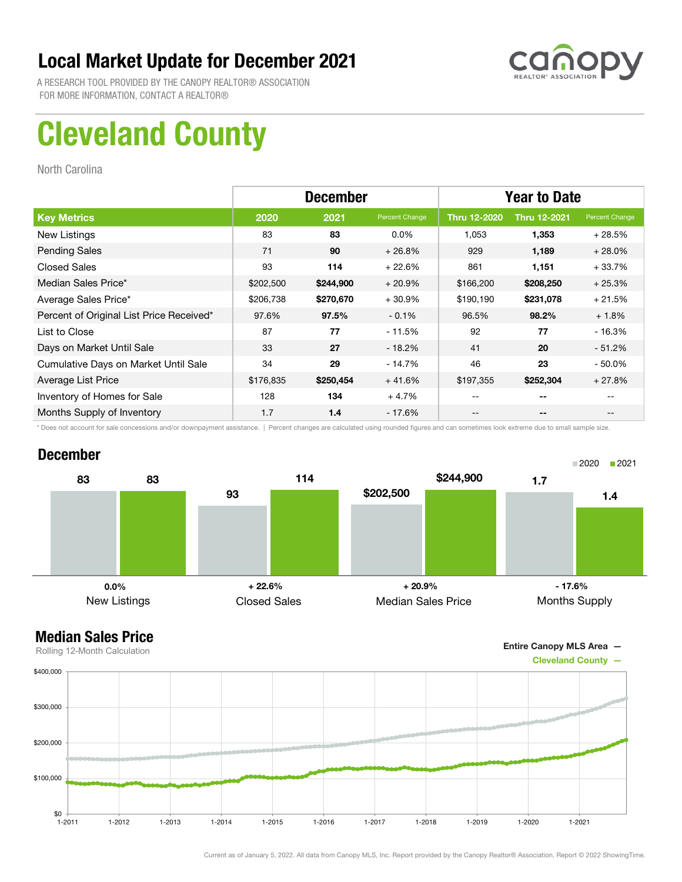# Local Market Update for December 2021

A RESEARCH TOOL PROVIDED BY THE CANOPY REALTOR® ASSOCIATION
FOR MORE INFORMATION, CONTACT A REALTOR®

# Cleveland County

North Carolina

| | December | | | Year to Date | | |
|---|---|---|---|---|---|---|
| **Key Metrics** | **2020** | **2021** | **Percent Change** | **Thru 12-2020** | **Thru 12-2021** | **Percent Change** |
| New Listings | 83 | **83** | 0.0% | 1,053 | **1,353** | + 28.5% |
| Pending Sales | 71 | **90** | + 26.8% | 929 | **1,189** | + 28.0% |
| Closed Sales | 93 | **114** | + 22.6% | 861 | **1,151** | + 33.7% |
| Median Sales Price* | $202,500 | **$244,900** | + 20.9% | $166,200 | **$208,250** | + 25.3% |
| Average Sales Price* | $206,738 | **$270,670** | + 30.9% | $190,190 | **$231,078** | + 21.5% |
| Percent of Original List Price Received* | 97.6% | **97.5%** | - 0.1% | 96.5% | **98.2%** | + 1.8% |
| List to Close | 87 | **77** | - 11.5% | 92 | **77** | - 16.3% |
| Days on Market Until Sale | 33 | **27** | - 18.2% | 41 | **20** | - 51.2% |
| Cumulative Days on Market Until Sale | 34 | **29** | - 14.7% | 46 | **23** | - 50.0% |
| Average List Price | $176,835 | **$250,454** | + 41.6% | $197,355 | **$252,304** | + 27.8% |
| Inventory of Homes for Sale | 128 | **134** | + 4.7% | -- | **--** | -- |
| Months Supply of Inventory | 1.7 | **1.4** | - 17.6% | -- | **--** | -- |

* Does not account for sale concessions and/or downpayment assistance. | Percent changes are calculated using rounded figures and can sometimes look extreme due to small sample size.

## December

| | 2020 | 2021 | Change |
|---|---|---|---|
| New Listings | 83 | 83 | 0.0% |
| Closed Sales | 93 | 114 | + 22.6% |
| Median Sales Price | $202,500 | $244,900 | + 20.9% |
| Months Supply | 1.7 | 1.4 | - 17.6% |

## Median Sales Price

Rolling 12-Month Calculation

Entire Canopy MLS Area —
Cleveland County —

Current as of January 5, 2022. All data from Canopy MLS, Inc. Report provided by the Canopy Realtor® Association. Report © 2022 ShowingTime.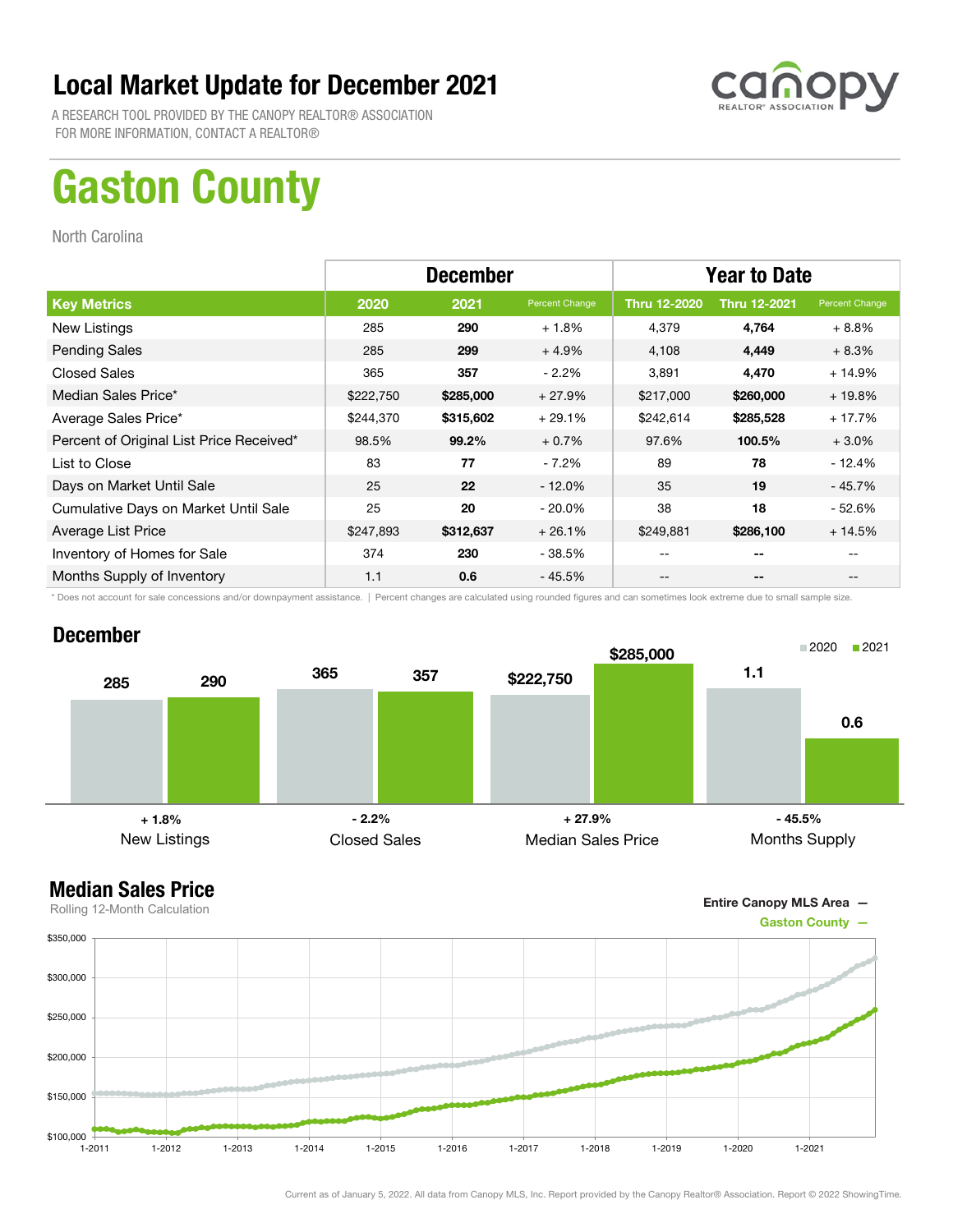# Local Market Update for December 2021

A RESEARCH TOOL PROVIDED BY THE CANOPY REALTOR® ASSOCIATION
FOR MORE INFORMATION, CONTACT A REALTOR®

# Gaston County

North Carolina

| | December | | | Year to Date | | |
|---|---|---|---|---|---|---|
| **Key Metrics** | **2020** | **2021** | **Percent Change** | **Thru 12-2020** | **Thru 12-2021** | **Percent Change** |
| New Listings | 285 | **290** | + 1.8% | 4,379 | **4,764** | + 8.8% |
| Pending Sales | 285 | **299** | + 4.9% | 4,108 | **4,449** | + 8.3% |
| Closed Sales | 365 | **357** | - 2.2% | 3,891 | **4,470** | + 14.9% |
| Median Sales Price* | $222,750 | **$285,000** | + 27.9% | $217,000 | **$260,000** | + 19.8% |
| Average Sales Price* | $244,370 | **$315,602** | + 29.1% | $242,614 | **$285,528** | + 17.7% |
| Percent of Original List Price Received* | 98.5% | **99.2%** | + 0.7% | 97.6% | **100.5%** | + 3.0% |
| List to Close | 83 | **77** | - 7.2% | 89 | **78** | - 12.4% |
| Days on Market Until Sale | 25 | **22** | - 12.0% | 35 | **19** | - 45.7% |
| Cumulative Days on Market Until Sale | 25 | **20** | - 20.0% | 38 | **18** | - 52.6% |
| Average List Price | $247,893 | **$312,637** | + 26.1% | $249,881 | **$286,100** | + 14.5% |
| Inventory of Homes for Sale | 374 | **230** | - 38.5% | -- | **--** | -- |
| Months Supply of Inventory | 1.1 | **0.6** | - 45.5% | -- | **--** | -- |

\* Does not account for sale concessions and/or downpayment assistance. | Percent changes are calculated using rounded figures and can sometimes look extreme due to small sample size.

## December

| | 2020 | 2021 | Change |
|---|---|---|---|
| New Listings | 285 | 290 | + 1.8% |
| Closed Sales | 365 | 357 | - 2.2% |
| Median Sales Price | $222,750 | $285,000 | + 27.9% |
| Months Supply | 1.1 | 0.6 | - 45.5% |

## Median Sales Price

Rolling 12-Month Calculation

Entire Canopy MLS Area —
Gaston County —

Current as of January 5, 2022. All data from Canopy MLS, Inc. Report provided by the Canopy Realtor® Association. Report © 2022 ShowingTime.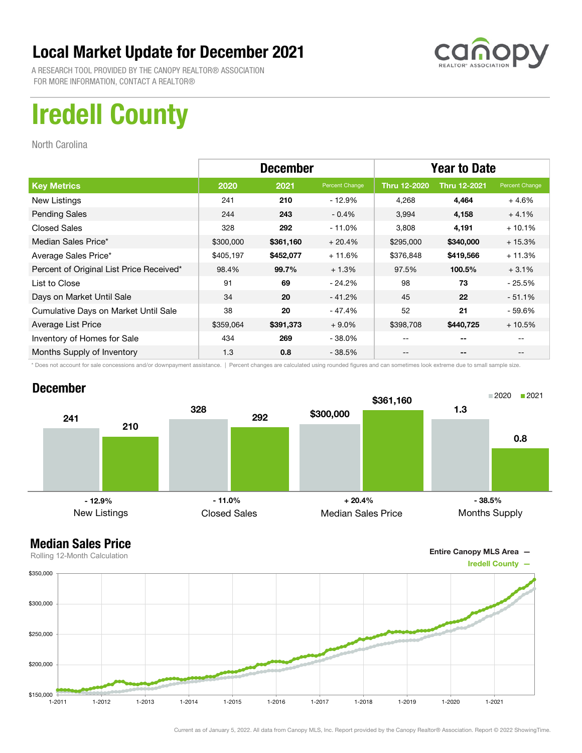# Local Market Update for December 2021

A RESEARCH TOOL PROVIDED BY THE CANOPY REALTOR® ASSOCIATION
FOR MORE INFORMATION, CONTACT A REALTOR®

# Iredell County

North Carolina

| | December | | | Year to Date | | |
|---|---|---|---|---|---|---|
| **Key Metrics** | **2020** | **2021** | **Percent Change** | **Thru 12-2020** | **Thru 12-2021** | **Percent Change** |
| New Listings | 241 | **210** | - 12.9% | 4,268 | **4,464** | + 4.6% |
| Pending Sales | 244 | **243** | - 0.4% | 3,994 | **4,158** | + 4.1% |
| Closed Sales | 328 | **292** | - 11.0% | 3,808 | **4,191** | + 10.1% |
| Median Sales Price* | $300,000 | **$361,160** | + 20.4% | $295,000 | **$340,000** | + 15.3% |
| Average Sales Price* | $405,197 | **$452,077** | + 11.6% | $376,848 | **$419,566** | + 11.3% |
| Percent of Original List Price Received* | 98.4% | **99.7%** | + 1.3% | 97.5% | **100.5%** | + 3.1% |
| List to Close | 91 | **69** | - 24.2% | 98 | **73** | - 25.5% |
| Days on Market Until Sale | 34 | **20** | - 41.2% | 45 | **22** | - 51.1% |
| Cumulative Days on Market Until Sale | 38 | **20** | - 47.4% | 52 | **21** | - 59.6% |
| Average List Price | $359,064 | **$391,373** | + 9.0% | $398,708 | **$440,725** | + 10.5% |
| Inventory of Homes for Sale | 434 | **269** | - 38.0% | -- | **--** | -- |
| Months Supply of Inventory | 1.3 | **0.8** | - 38.5% | -- | **--** | -- |

\* Does not account for sale concessions and/or downpayment assistance. | Percent changes are calculated using rounded figures and can sometimes look extreme due to small sample size.

## December

| | 2020 | 2021 | Change |
|---|---|---|---|
| New Listings | 241 | 210 | - 12.9% |
| Closed Sales | 328 | 292 | - 11.0% |
| Median Sales Price | $300,000 | $361,160 | + 20.4% |
| Months Supply | 1.3 | 0.8 | - 38.5% |

## Median Sales Price

Rolling 12-Month Calculation

Entire Canopy MLS Area —
Iredell County —

Current as of January 5, 2022. All data from Canopy MLS, Inc. Report provided by the Canopy Realtor® Association. Report © 2022 ShowingTime.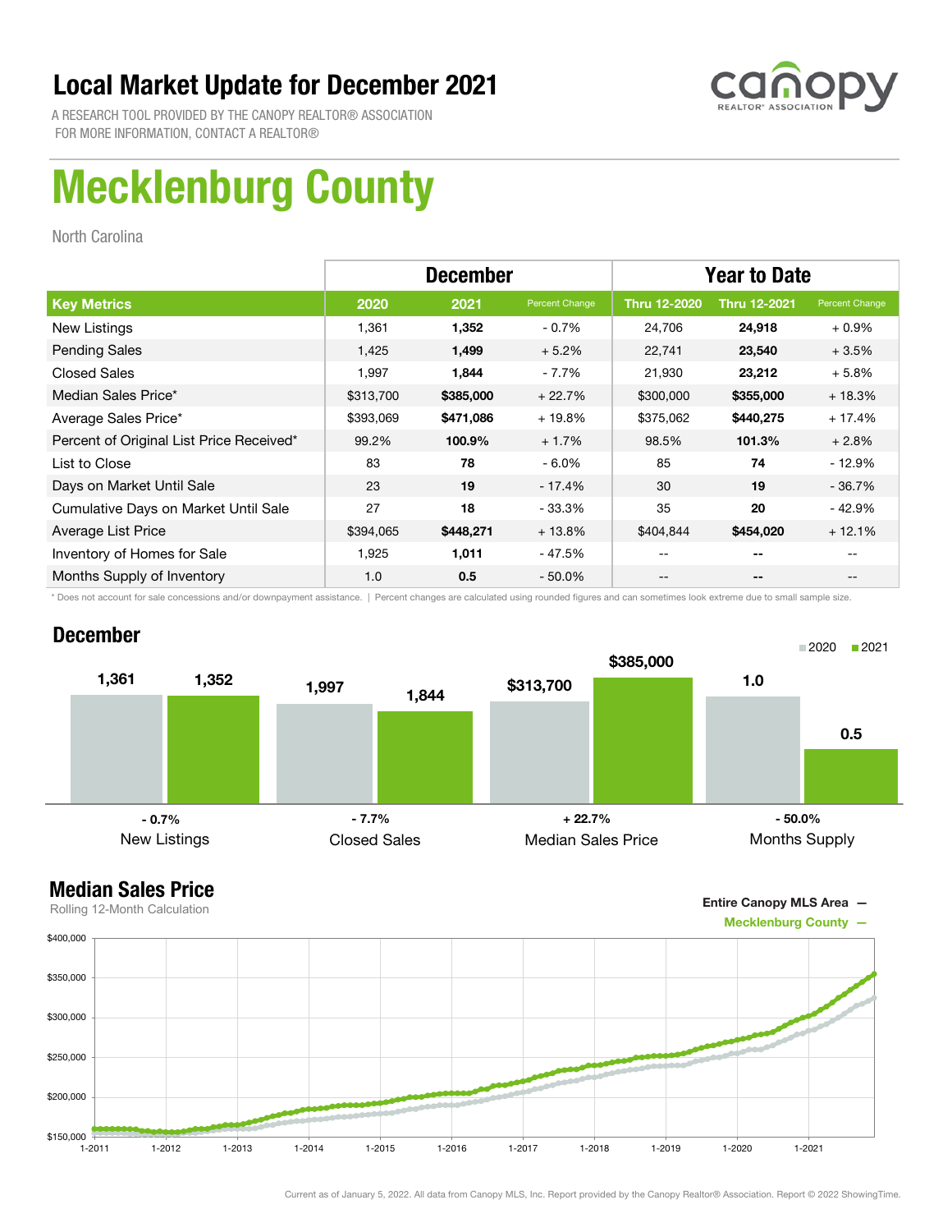# Local Market Update for December 2021

A RESEARCH TOOL PROVIDED BY THE CANOPY REALTOR® ASSOCIATION
FOR MORE INFORMATION, CONTACT A REALTOR®

# Mecklenburg County

North Carolina

| | December | | | Year to Date | | |
|---|---|---|---|---|---|---|
| **Key Metrics** | **2020** | **2021** | **Percent Change** | **Thru 12-2020** | **Thru 12-2021** | **Percent Change** |
| New Listings | 1,361 | **1,352** | - 0.7% | 24,706 | **24,918** | + 0.9% |
| Pending Sales | 1,425 | **1,499** | + 5.2% | 22,741 | **23,540** | + 3.5% |
| Closed Sales | 1,997 | **1,844** | - 7.7% | 21,930 | **23,212** | + 5.8% |
| Median Sales Price* | $313,700 | **$385,000** | + 22.7% | $300,000 | **$355,000** | + 18.3% |
| Average Sales Price* | $393,069 | **$471,086** | + 19.8% | $375,062 | **$440,275** | + 17.4% |
| Percent of Original List Price Received* | 99.2% | **100.9%** | + 1.7% | 98.5% | **101.3%** | + 2.8% |
| List to Close | 83 | **78** | - 6.0% | 85 | **74** | - 12.9% |
| Days on Market Until Sale | 23 | **19** | - 17.4% | 30 | **19** | - 36.7% |
| Cumulative Days on Market Until Sale | 27 | **18** | - 33.3% | 35 | **20** | - 42.9% |
| Average List Price | $394,065 | **$448,271** | + 13.8% | $404,844 | **$454,020** | + 12.1% |
| Inventory of Homes for Sale | 1,925 | **1,011** | - 47.5% | -- | **--** | -- |
| Months Supply of Inventory | 1.0 | **0.5** | - 50.0% | -- | **--** | -- |

\* Does not account for sale concessions and/or downpayment assistance. | Percent changes are calculated using rounded figures and can sometimes look extreme due to small sample size.

## December

| | 2020 | 2021 | Change |
|---|---|---|---|
| New Listings | 1,361 | 1,352 | - 0.7% |
| Closed Sales | 1,997 | 1,844 | - 7.7% |
| Median Sales Price | $313,700 | $385,000 | + 22.7% |
| Months Supply | 1.0 | 0.5 | - 50.0% |

## Median Sales Price

Rolling 12-Month Calculation

Entire Canopy MLS Area —
Mecklenburg County —

Current as of January 5, 2022. All data from Canopy MLS, Inc. Report provided by the Canopy Realtor® Association. Report © 2022 ShowingTime.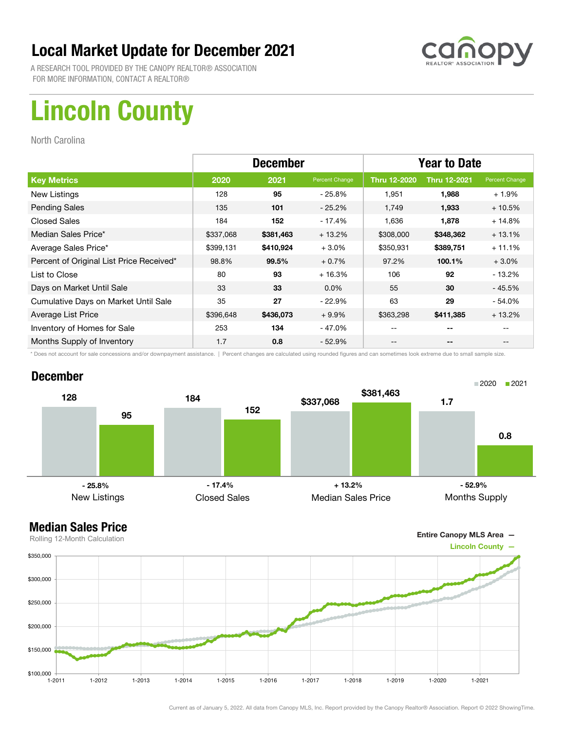# Local Market Update for December 2021

A RESEARCH TOOL PROVIDED BY THE CANOPY REALTOR® ASSOCIATION
FOR MORE INFORMATION, CONTACT A REALTOR®

# Lincoln County

North Carolina

| | December | | | Year to Date | | |
|---|---|---|---|---|---|---|
| **Key Metrics** | **2020** | **2021** | **Percent Change** | **Thru 12-2020** | **Thru 12-2021** | **Percent Change** |
| New Listings | 128 | **95** | - 25.8% | 1,951 | **1,988** | + 1.9% |
| Pending Sales | 135 | **101** | - 25.2% | 1,749 | **1,933** | + 10.5% |
| Closed Sales | 184 | **152** | - 17.4% | 1,636 | **1,878** | + 14.8% |
| Median Sales Price* | $337,068 | **$381,463** | + 13.2% | $308,000 | **$348,362** | + 13.1% |
| Average Sales Price* | $399,131 | **$410,924** | + 3.0% | $350,931 | **$389,751** | + 11.1% |
| Percent of Original List Price Received* | 98.8% | **99.5%** | + 0.7% | 97.2% | **100.1%** | + 3.0% |
| List to Close | 80 | **93** | + 16.3% | 106 | **92** | - 13.2% |
| Days on Market Until Sale | 33 | **33** | 0.0% | 55 | **30** | - 45.5% |
| Cumulative Days on Market Until Sale | 35 | **27** | - 22.9% | 63 | **29** | - 54.0% |
| Average List Price | $396,648 | **$436,073** | + 9.9% | $363,298 | **$411,385** | + 13.2% |
| Inventory of Homes for Sale | 253 | **134** | - 47.0% | -- | **--** | -- |
| Months Supply of Inventory | 1.7 | **0.8** | - 52.9% | -- | **--** | -- |

\* Does not account for sale concessions and/or downpayment assistance. | Percent changes are calculated using rounded figures and can sometimes look extreme due to small sample size.

## December

| | 2020 | 2021 | Change |
|---|---|---|---|
| New Listings | 128 | 95 | - 25.8% |
| Closed Sales | 184 | 152 | - 17.4% |
| Median Sales Price | $337,068 | $381,463 | + 13.2% |
| Months Supply | 1.7 | 0.8 | - 52.9% |

## Median Sales Price

Rolling 12-Month Calculation

Entire Canopy MLS Area —
Lincoln County —

Current as of January 5, 2022. All data from Canopy MLS, Inc. Report provided by the Canopy Realtor® Association. Report © 2022 ShowingTime.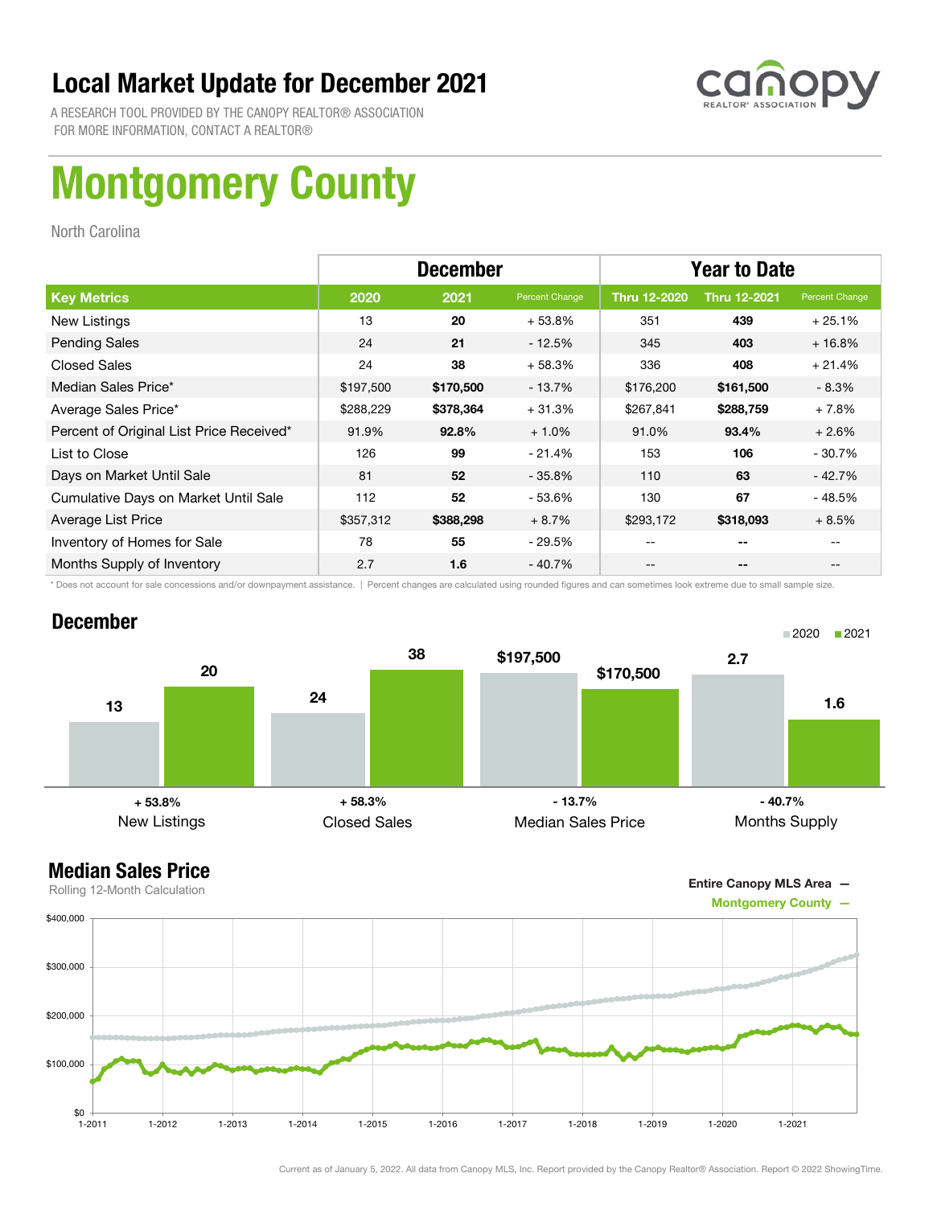# Local Market Update for December 2021

A RESEARCH TOOL PROVIDED BY THE CANOPY REALTOR® ASSOCIATION
FOR MORE INFORMATION, CONTACT A REALTOR®

# Montgomery County

North Carolina

| | December | | | Year to Date | | |
|---|---|---|---|---|---|---|
| **Key Metrics** | **2020** | **2021** | **Percent Change** | **Thru 12-2020** | **Thru 12-2021** | **Percent Change** |
| New Listings | 13 | **20** | + 53.8% | 351 | **439** | + 25.1% |
| Pending Sales | 24 | **21** | - 12.5% | 345 | **403** | + 16.8% |
| Closed Sales | 24 | **38** | + 58.3% | 336 | **408** | + 21.4% |
| Median Sales Price* | $197,500 | **$170,500** | - 13.7% | $176,200 | **$161,500** | - 8.3% |
| Average Sales Price* | $288,229 | **$378,364** | + 31.3% | $267,841 | **$288,759** | + 7.8% |
| Percent of Original List Price Received* | 91.9% | **92.8%** | + 1.0% | 91.0% | **93.4%** | + 2.6% |
| List to Close | 126 | **99** | - 21.4% | 153 | **106** | - 30.7% |
| Days on Market Until Sale | 81 | **52** | - 35.8% | 110 | **63** | - 42.7% |
| Cumulative Days on Market Until Sale | 112 | **52** | - 53.6% | 130 | **67** | - 48.5% |
| Average List Price | $357,312 | **$388,298** | + 8.7% | $293,172 | **$318,093** | + 8.5% |
| Inventory of Homes for Sale | 78 | **55** | - 29.5% | -- | **--** | -- |
| Months Supply of Inventory | 2.7 | **1.6** | - 40.7% | -- | **--** | -- |

\* Does not account for sale concessions and/or downpayment assistance. | Percent changes are calculated using rounded figures and can sometimes look extreme due to small sample size.

## December

| | 2020 | 2021 | Change |
|---|---|---|---|
| New Listings | 13 | 20 | + 53.8% |
| Closed Sales | 24 | 38 | + 58.3% |
| Median Sales Price | $197,500 | $170,500 | - 13.7% |
| Months Supply | 2.7 | 1.6 | - 40.7% |

## Median Sales Price

Rolling 12-Month Calculation

Entire Canopy MLS Area —
Montgomery County —

Current as of January 5, 2022. All data from Canopy MLS, Inc. Report provided by the Canopy Realtor® Association. Report © 2022 ShowingTime.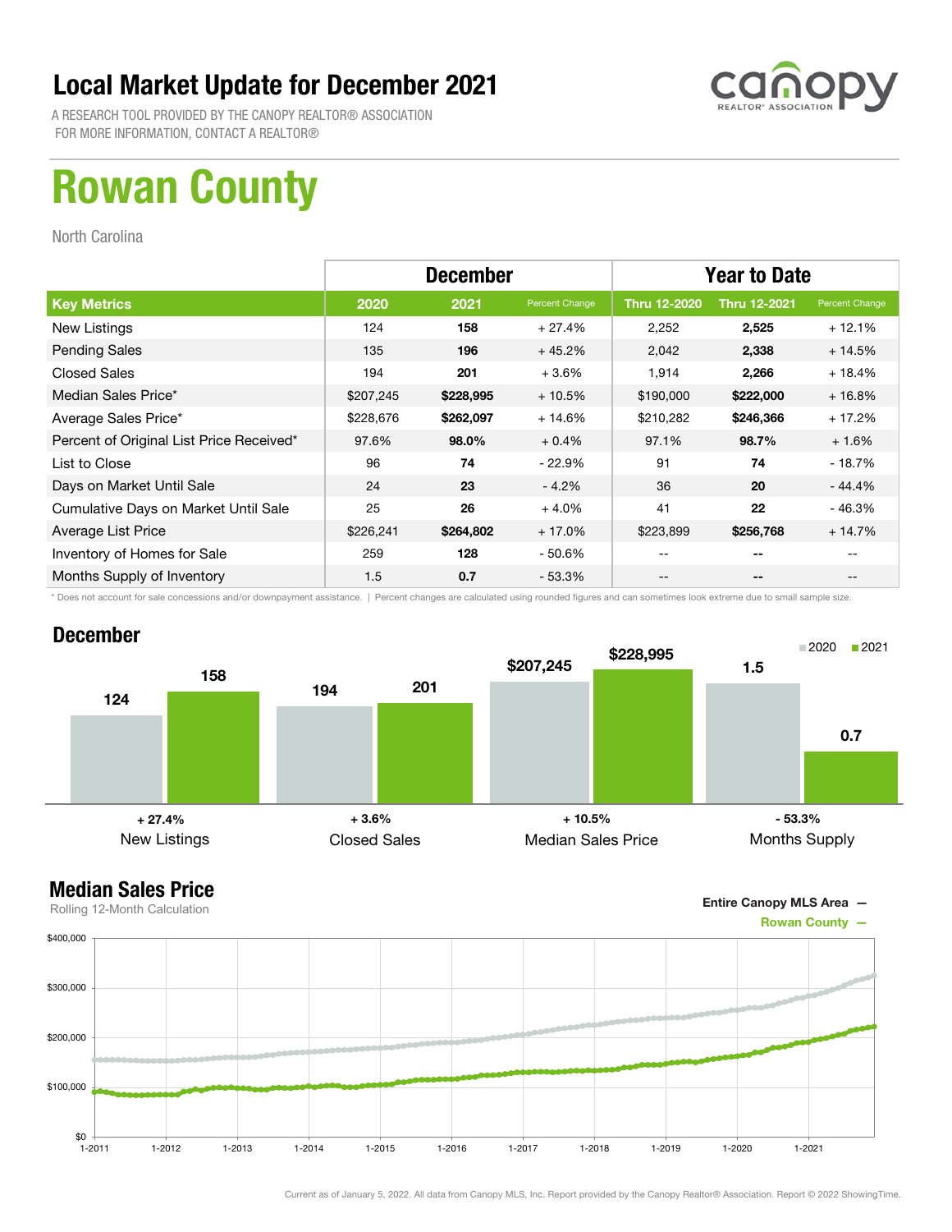# Local Market Update for December 2021

A RESEARCH TOOL PROVIDED BY THE CANOPY REALTOR® ASSOCIATION
FOR MORE INFORMATION, CONTACT A REALTOR®

# Rowan County

North Carolina

| | December | | | Year to Date | | |
|---|---|---|---|---|---|---|
| **Key Metrics** | **2020** | **2021** | Percent Change | **Thru 12-2020** | **Thru 12-2021** | Percent Change |
| New Listings | 124 | **158** | + 27.4% | 2,252 | **2,525** | + 12.1% |
| Pending Sales | 135 | **196** | + 45.2% | 2,042 | **2,338** | + 14.5% |
| Closed Sales | 194 | **201** | + 3.6% | 1,914 | **2,266** | + 18.4% |
| Median Sales Price* | $207,245 | **$228,995** | + 10.5% | $190,000 | **$222,000** | + 16.8% |
| Average Sales Price* | $228,676 | **$262,097** | + 14.6% | $210,282 | **$246,366** | + 17.2% |
| Percent of Original List Price Received* | 97.6% | **98.0%** | + 0.4% | 97.1% | **98.7%** | + 1.6% |
| List to Close | 96 | **74** | - 22.9% | 91 | **74** | - 18.7% |
| Days on Market Until Sale | 24 | **23** | - 4.2% | 36 | **20** | - 44.4% |
| Cumulative Days on Market Until Sale | 25 | **26** | + 4.0% | 41 | **22** | - 46.3% |
| Average List Price | $226,241 | **$264,802** | + 17.0% | $223,899 | **$256,768** | + 14.7% |
| Inventory of Homes for Sale | 259 | **128** | - 50.6% | -- | **--** | -- |
| Months Supply of Inventory | 1.5 | **0.7** | - 53.3% | -- | **--** | -- |

\* Does not account for sale concessions and/or downpayment assistance. | Percent changes are calculated using rounded figures and can sometimes look extreme due to small sample size.

## December

| | 2020 | 2021 | Change |
|---|---|---|---|
| New Listings | 124 | 158 | + 27.4% |
| Closed Sales | 194 | 201 | + 3.6% |
| Median Sales Price | $207,245 | $228,995 | + 10.5% |
| Months Supply | 1.5 | 0.7 | - 53.3% |

## Median Sales Price

Rolling 12-Month Calculation

Entire Canopy MLS Area —
Rowan County —

Current as of January 5, 2022. All data from Canopy MLS, Inc. Report provided by the Canopy Realtor® Association. Report © 2022 ShowingTime.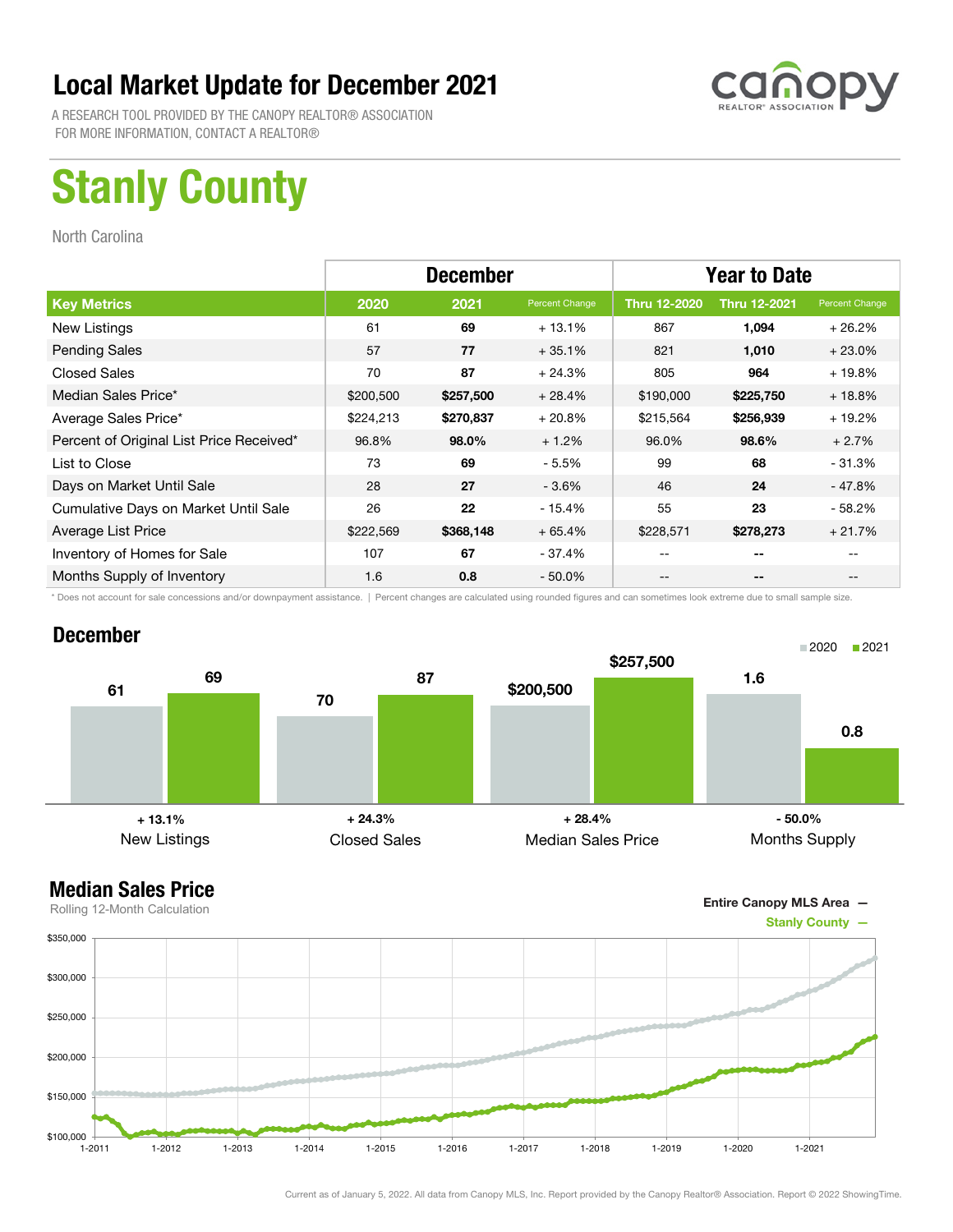# Local Market Update for December 2021

A RESEARCH TOOL PROVIDED BY THE CANOPY REALTOR® ASSOCIATION
FOR MORE INFORMATION, CONTACT A REALTOR®

# Stanly County

North Carolina

| | December | | | Year to Date | | |
|---|---|---|---|---|---|---|
| **Key Metrics** | **2020** | **2021** | **Percent Change** | **Thru 12-2020** | **Thru 12-2021** | **Percent Change** |
| New Listings | 61 | **69** | + 13.1% | 867 | **1,094** | + 26.2% |
| Pending Sales | 57 | **77** | + 35.1% | 821 | **1,010** | + 23.0% |
| Closed Sales | 70 | **87** | + 24.3% | 805 | **964** | + 19.8% |
| Median Sales Price* | $200,500 | **$257,500** | + 28.4% | $190,000 | **$225,750** | + 18.8% |
| Average Sales Price* | $224,213 | **$270,837** | + 20.8% | $215,564 | **$256,939** | + 19.2% |
| Percent of Original List Price Received* | 96.8% | **98.0%** | + 1.2% | 96.0% | **98.6%** | + 2.7% |
| List to Close | 73 | **69** | - 5.5% | 99 | **68** | - 31.3% |
| Days on Market Until Sale | 28 | **27** | - 3.6% | 46 | **24** | - 47.8% |
| Cumulative Days on Market Until Sale | 26 | **22** | - 15.4% | 55 | **23** | - 58.2% |
| Average List Price | $222,569 | **$368,148** | + 65.4% | $228,571 | **$278,273** | + 21.7% |
| Inventory of Homes for Sale | 107 | **67** | - 37.4% | -- | **--** | -- |
| Months Supply of Inventory | 1.6 | **0.8** | - 50.0% | -- | **--** | -- |

\* Does not account for sale concessions and/or downpayment assistance. | Percent changes are calculated using rounded figures and can sometimes look extreme due to small sample size.

## December

| | 2020 | 2021 | Change |
|---|---|---|---|
| New Listings | 61 | 69 | + 13.1% |
| Closed Sales | 70 | 87 | + 24.3% |
| Median Sales Price | $200,500 | $257,500 | + 28.4% |
| Months Supply | 1.6 | 0.8 | - 50.0% |

## Median Sales Price

Rolling 12-Month Calculation

Entire Canopy MLS Area —
Stanly County —

Current as of January 5, 2022. All data from Canopy MLS, Inc. Report provided by the Canopy Realtor® Association. Report © 2022 ShowingTime.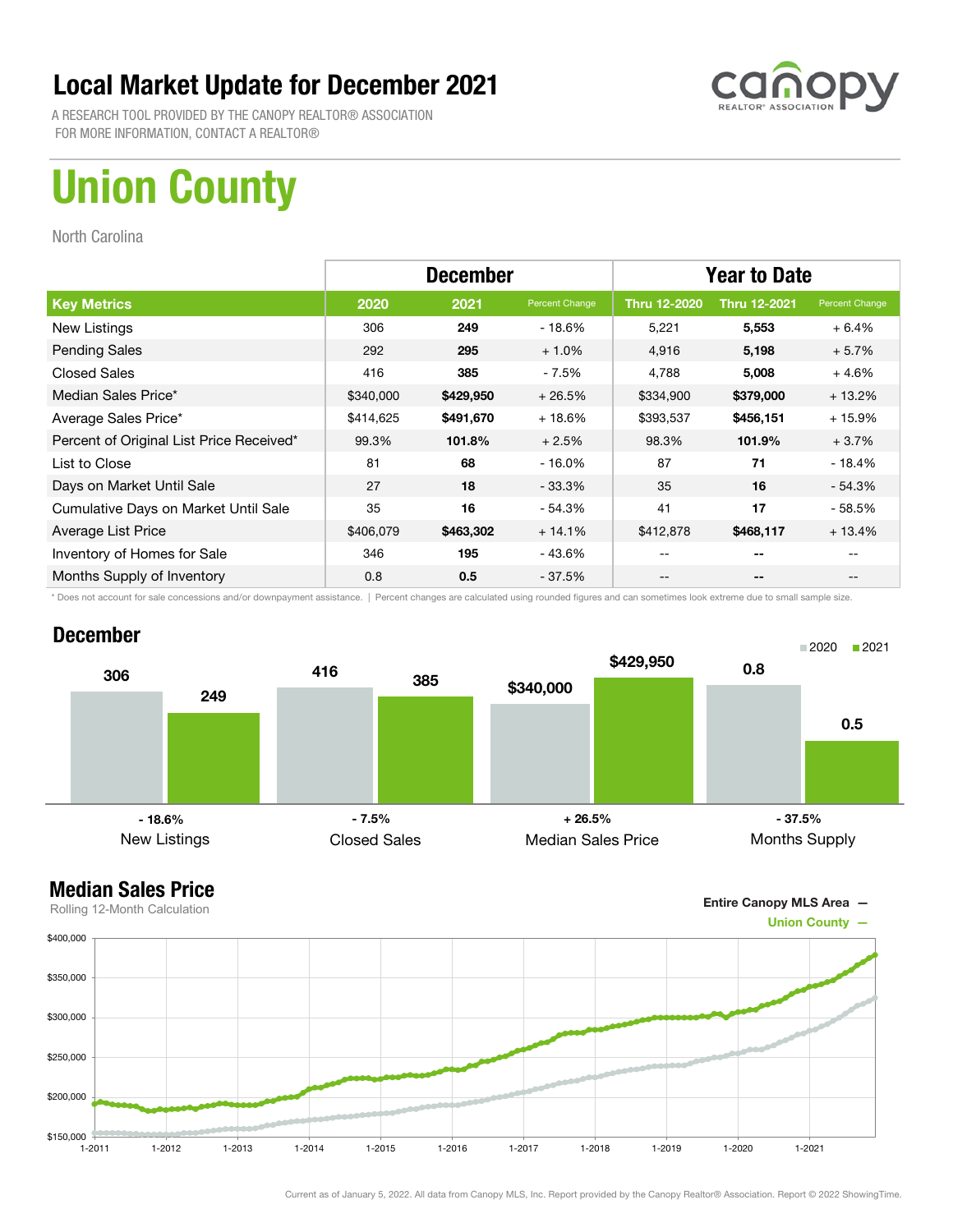# Local Market Update for December 2021

A RESEARCH TOOL PROVIDED BY THE CANOPY REALTOR® ASSOCIATION
FOR MORE INFORMATION, CONTACT A REALTOR®

# Union County

North Carolina

| | December | | | Year to Date | | |
|---|---|---|---|---|---|---|
| **Key Metrics** | **2020** | **2021** | **Percent Change** | **Thru 12-2020** | **Thru 12-2021** | **Percent Change** |
| New Listings | 306 | **249** | - 18.6% | 5,221 | **5,553** | + 6.4% |
| Pending Sales | 292 | **295** | + 1.0% | 4,916 | **5,198** | + 5.7% |
| Closed Sales | 416 | **385** | - 7.5% | 4,788 | **5,008** | + 4.6% |
| Median Sales Price* | $340,000 | **$429,950** | + 26.5% | $334,900 | **$379,000** | + 13.2% |
| Average Sales Price* | $414,625 | **$491,670** | + 18.6% | $393,537 | **$456,151** | + 15.9% |
| Percent of Original List Price Received* | 99.3% | **101.8%** | + 2.5% | 98.3% | **101.9%** | + 3.7% |
| List to Close | 81 | **68** | - 16.0% | 87 | **71** | - 18.4% |
| Days on Market Until Sale | 27 | **18** | - 33.3% | 35 | **16** | - 54.3% |
| Cumulative Days on Market Until Sale | 35 | **16** | - 54.3% | 41 | **17** | - 58.5% |
| Average List Price | $406,079 | **$463,302** | + 14.1% | $412,878 | **$468,117** | + 13.4% |
| Inventory of Homes for Sale | 346 | **195** | - 43.6% | -- | **--** | -- |
| Months Supply of Inventory | 0.8 | **0.5** | - 37.5% | -- | **--** | -- |

\* Does not account for sale concessions and/or downpayment assistance. | Percent changes are calculated using rounded figures and can sometimes look extreme due to small sample size.

## December

| | 2020 | 2021 | Change |
|---|---|---|---|
| New Listings | 306 | 249 | - 18.6% |
| Closed Sales | 416 | 385 | - 7.5% |
| Median Sales Price | $340,000 | $429,950 | + 26.5% |
| Months Supply | 0.8 | 0.5 | - 37.5% |

## Median Sales Price

Rolling 12-Month Calculation

Entire Canopy MLS Area —
Union County —

Current as of January 5, 2022. All data from Canopy MLS, Inc. Report provided by the Canopy Realtor® Association. Report © 2022 ShowingTime.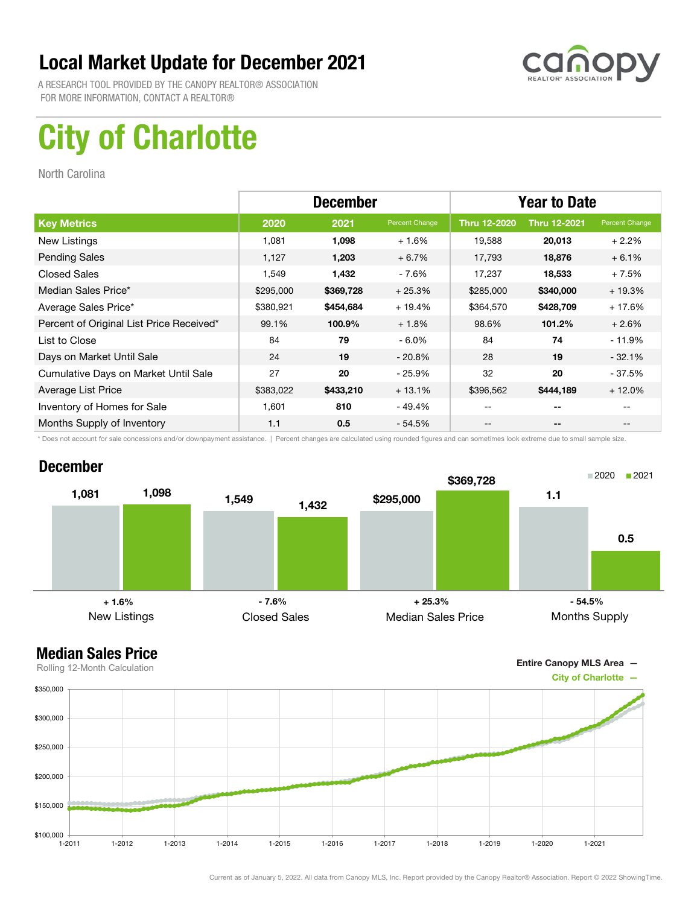# Local Market Update for December 2021

A RESEARCH TOOL PROVIDED BY THE CANOPY REALTOR® ASSOCIATION
FOR MORE INFORMATION, CONTACT A REALTOR®

# City of Charlotte

North Carolina

| | December | | | Year to Date | | |
|---|---|---|---|---|---|---|
| **Key Metrics** | **2020** | **2021** | **Percent Change** | **Thru 12-2020** | **Thru 12-2021** | **Percent Change** |
| New Listings | 1,081 | **1,098** | + 1.6% | 19,588 | **20,013** | + 2.2% |
| Pending Sales | 1,127 | **1,203** | + 6.7% | 17,793 | **18,876** | + 6.1% |
| Closed Sales | 1,549 | **1,432** | - 7.6% | 17,237 | **18,533** | + 7.5% |
| Median Sales Price* | $295,000 | **$369,728** | + 25.3% | $285,000 | **$340,000** | + 19.3% |
| Average Sales Price* | $380,921 | **$454,684** | + 19.4% | $364,570 | **$428,709** | + 17.6% |
| Percent of Original List Price Received* | 99.1% | **100.9%** | + 1.8% | 98.6% | **101.2%** | + 2.6% |
| List to Close | 84 | **79** | - 6.0% | 84 | **74** | - 11.9% |
| Days on Market Until Sale | 24 | **19** | - 20.8% | 28 | **19** | - 32.1% |
| Cumulative Days on Market Until Sale | 27 | **20** | - 25.9% | 32 | **20** | - 37.5% |
| Average List Price | $383,022 | **$433,210** | + 13.1% | $396,562 | **$444,189** | + 12.0% |
| Inventory of Homes for Sale | 1,601 | **810** | - 49.4% | -- | **--** | -- |
| Months Supply of Inventory | 1.1 | **0.5** | - 54.5% | -- | **--** | -- |

\* Does not account for sale concessions and/or downpayment assistance. | Percent changes are calculated using rounded figures and can sometimes look extreme due to small sample size.

## December

| | 2020 | 2021 | Change |
|---|---|---|---|
| New Listings | 1,081 | 1,098 | + 1.6% |
| Closed Sales | 1,549 | 1,432 | - 7.6% |
| Median Sales Price | $295,000 | $369,728 | + 25.3% |
| Months Supply | 1.1 | 0.5 | - 54.5% |

## Median Sales Price

Rolling 12-Month Calculation

Entire Canopy MLS Area —
City of Charlotte —

Current as of January 5, 2022. All data from Canopy MLS, Inc. Report provided by the Canopy Realtor® Association. Report © 2022 ShowingTime.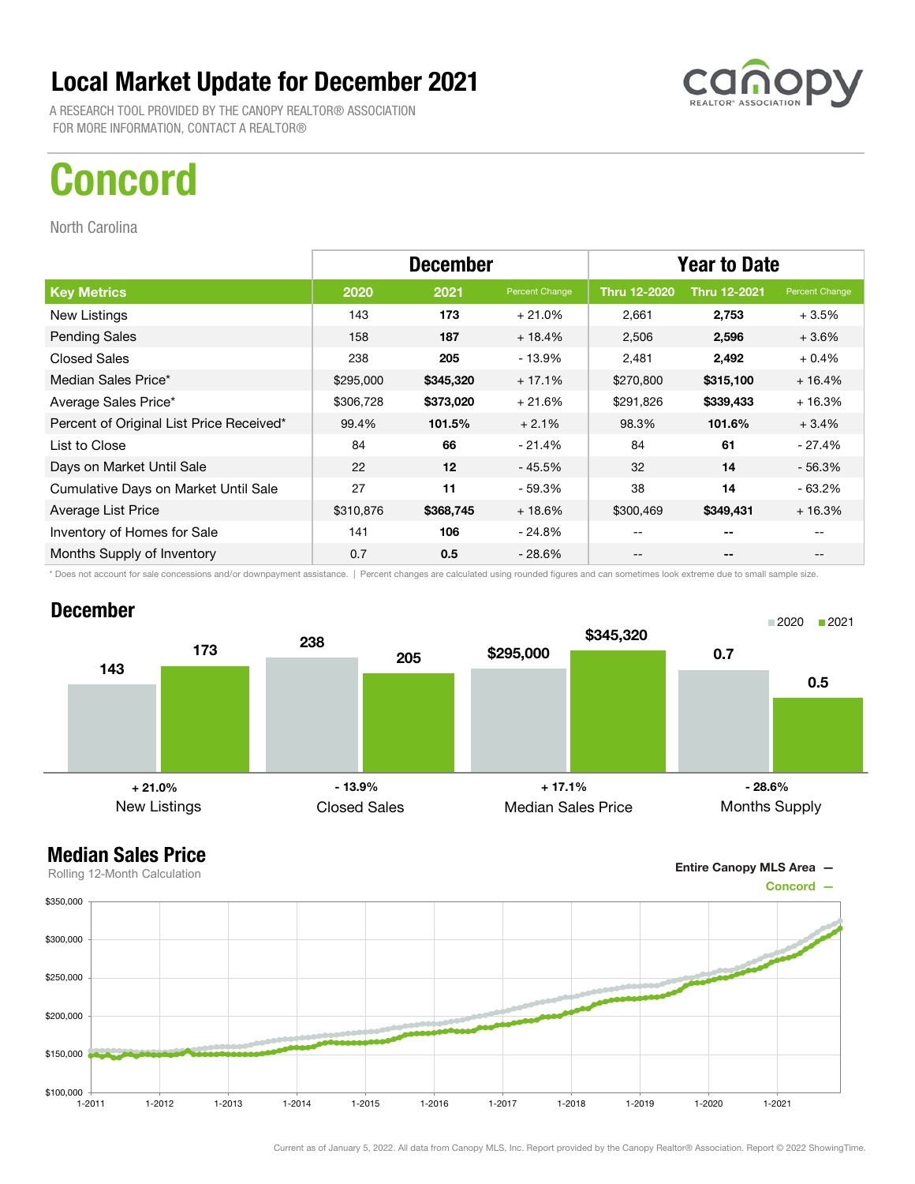# Local Market Update for December 2021

A RESEARCH TOOL PROVIDED BY THE CANOPY REALTOR® ASSOCIATION
FOR MORE INFORMATION, CONTACT A REALTOR®

canopy REALTOR® ASSOCIATION

# Concord

North Carolina

| | December | | | Year to Date | | |
|---|---|---|---|---|---|---|
| **Key Metrics** | **2020** | **2021** | **Percent Change** | **Thru 12-2020** | **Thru 12-2021** | **Percent Change** |
| New Listings | 143 | **173** | + 21.0% | 2,661 | **2,753** | + 3.5% |
| Pending Sales | 158 | **187** | + 18.4% | 2,506 | **2,596** | + 3.6% |
| Closed Sales | 238 | **205** | - 13.9% | 2,481 | **2,492** | + 0.4% |
| Median Sales Price* | $295,000 | **$345,320** | + 17.1% | $270,800 | **$315,100** | + 16.4% |
| Average Sales Price* | $306,728 | **$373,020** | + 21.6% | $291,826 | **$339,433** | + 16.3% |
| Percent of Original List Price Received* | 99.4% | **101.5%** | + 2.1% | 98.3% | **101.6%** | + 3.4% |
| List to Close | 84 | **66** | - 21.4% | 84 | **61** | - 27.4% |
| Days on Market Until Sale | 22 | **12** | - 45.5% | 32 | **14** | - 56.3% |
| Cumulative Days on Market Until Sale | 27 | **11** | - 59.3% | 38 | **14** | - 63.2% |
| Average List Price | $310,876 | **$368,745** | + 18.6% | $300,469 | **$349,431** | + 16.3% |
| Inventory of Homes for Sale | 141 | **106** | - 24.8% | -- | **--** | -- |
| Months Supply of Inventory | 0.7 | **0.5** | - 28.6% | -- | **--** | -- |

\* Does not account for sale concessions and/or downpayment assistance. | Percent changes are calculated using rounded figures and can sometimes look extreme due to small sample size.

## December

| | 2020 | 2021 | Change |
|---|---|---|---|
| New Listings | 143 | 173 | + 21.0% |
| Closed Sales | 238 | 205 | - 13.9% |
| Median Sales Price | $295,000 | $345,320 | + 17.1% |
| Months Supply | 0.7 | 0.5 | - 28.6% |

## Median Sales Price

Rolling 12-Month Calculation

Entire Canopy MLS Area —
Concord —

Current as of January 5, 2022. All data from Canopy MLS, Inc. Report provided by the Canopy Realtor® Association. Report © 2022 ShowingTime.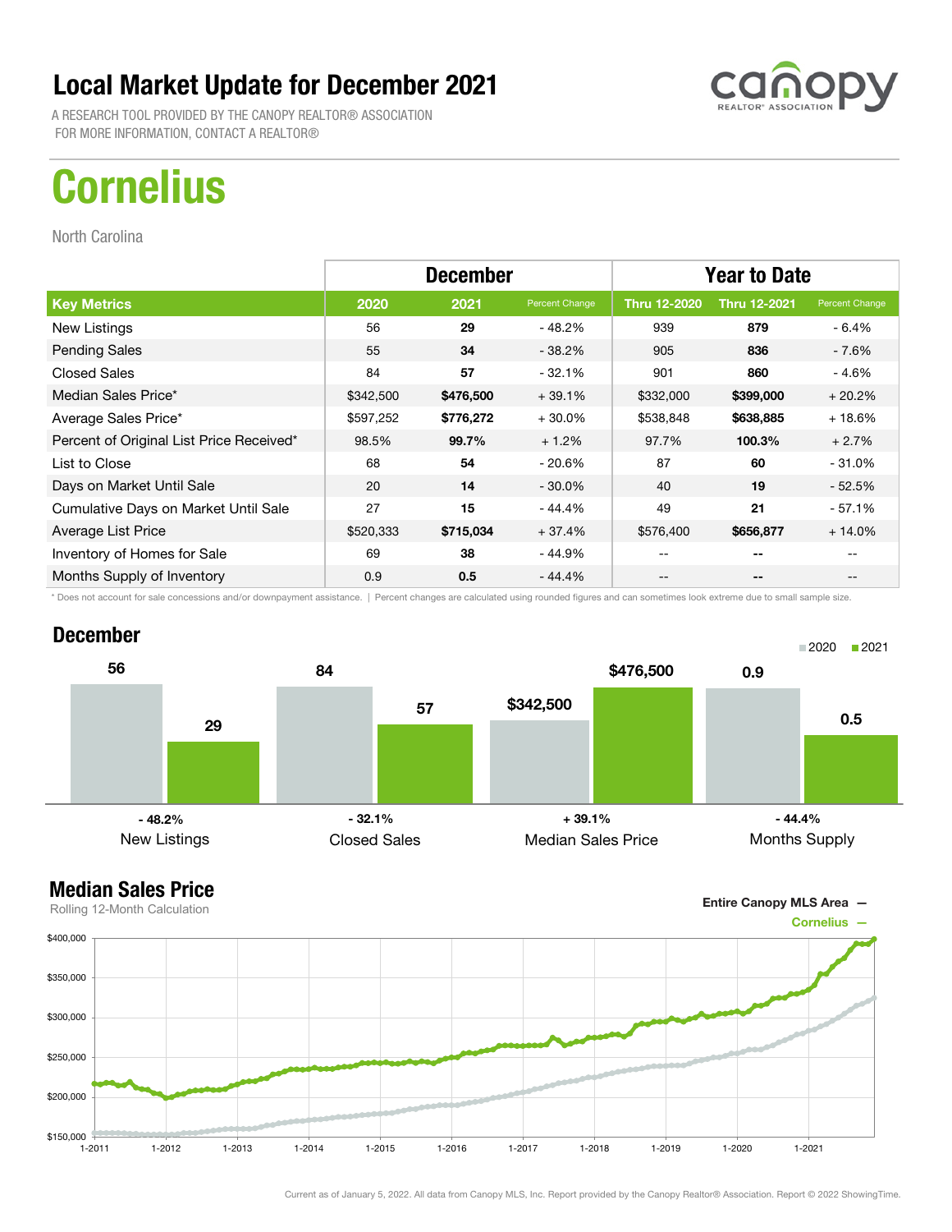# Local Market Update for December 2021

A RESEARCH TOOL PROVIDED BY THE CANOPY REALTOR® ASSOCIATION
FOR MORE INFORMATION, CONTACT A REALTOR®

# Cornelius

North Carolina

| | December | | | Year to Date | | |
|---|---|---|---|---|---|---|
| **Key Metrics** | **2020** | **2021** | **Percent Change** | **Thru 12-2020** | **Thru 12-2021** | **Percent Change** |
| New Listings | 56 | **29** | - 48.2% | 939 | **879** | - 6.4% |
| Pending Sales | 55 | **34** | - 38.2% | 905 | **836** | - 7.6% |
| Closed Sales | 84 | **57** | - 32.1% | 901 | **860** | - 4.6% |
| Median Sales Price* | $342,500 | **$476,500** | + 39.1% | $332,000 | **$399,000** | + 20.2% |
| Average Sales Price* | $597,252 | **$776,272** | + 30.0% | $538,848 | **$638,885** | + 18.6% |
| Percent of Original List Price Received* | 98.5% | **99.7%** | + 1.2% | 97.7% | **100.3%** | + 2.7% |
| List to Close | 68 | **54** | - 20.6% | 87 | **60** | - 31.0% |
| Days on Market Until Sale | 20 | **14** | - 30.0% | 40 | **19** | - 52.5% |
| Cumulative Days on Market Until Sale | 27 | **15** | - 44.4% | 49 | **21** | - 57.1% |
| Average List Price | $520,333 | **$715,034** | + 37.4% | $576,400 | **$656,877** | + 14.0% |
| Inventory of Homes for Sale | 69 | **38** | - 44.9% | -- | **--** | -- |
| Months Supply of Inventory | 0.9 | **0.5** | - 44.4% | -- | **--** | -- |

\* Does not account for sale concessions and/or downpayment assistance. | Percent changes are calculated using rounded figures and can sometimes look extreme due to small sample size.

## December

| | 2020 | 2021 | Change |
|---|---|---|---|
| New Listings | 56 | 29 | - 48.2% |
| Closed Sales | 84 | 57 | - 32.1% |
| Median Sales Price | $342,500 | $476,500 | + 39.1% |
| Months Supply | 0.9 | 0.5 | - 44.4% |

## Median Sales Price

Rolling 12-Month Calculation

Entire Canopy MLS Area —
Cornelius —

Current as of January 5, 2022. All data from Canopy MLS, Inc. Report provided by the Canopy Realtor® Association. Report © 2022 ShowingTime.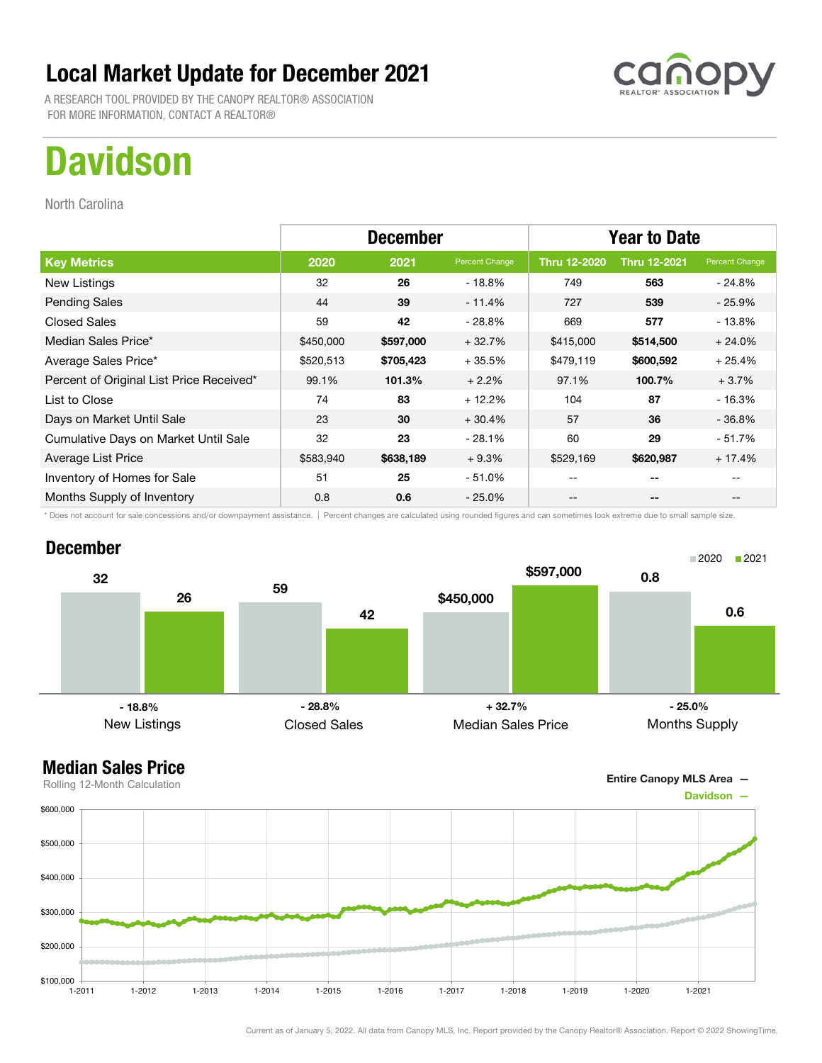# Local Market Update for December 2021

A RESEARCH TOOL PROVIDED BY THE CANOPY REALTOR® ASSOCIATION
FOR MORE INFORMATION, CONTACT A REALTOR®

# Davidson

North Carolina

| | December | | | Year to Date | | |
|---|---|---|---|---|---|---|
| **Key Metrics** | **2020** | **2021** | **Percent Change** | **Thru 12-2020** | **Thru 12-2021** | **Percent Change** |
| New Listings | 32 | **26** | - 18.8% | 749 | **563** | - 24.8% |
| Pending Sales | 44 | **39** | - 11.4% | 727 | **539** | - 25.9% |
| Closed Sales | 59 | **42** | - 28.8% | 669 | **577** | - 13.8% |
| Median Sales Price* | $450,000 | **$597,000** | + 32.7% | $415,000 | **$514,500** | + 24.0% |
| Average Sales Price* | $520,513 | **$705,423** | + 35.5% | $479,119 | **$600,592** | + 25.4% |
| Percent of Original List Price Received* | 99.1% | **101.3%** | + 2.2% | 97.1% | **100.7%** | + 3.7% |
| List to Close | 74 | **83** | + 12.2% | 104 | **87** | - 16.3% |
| Days on Market Until Sale | 23 | **30** | + 30.4% | 57 | **36** | - 36.8% |
| Cumulative Days on Market Until Sale | 32 | **23** | - 28.1% | 60 | **29** | - 51.7% |
| Average List Price | $583,940 | **$638,189** | + 9.3% | $529,169 | **$620,987** | + 17.4% |
| Inventory of Homes for Sale | 51 | **25** | - 51.0% | -- | **--** | -- |
| Months Supply of Inventory | 0.8 | **0.6** | - 25.0% | -- | **--** | -- |

* Does not account for sale concessions and/or downpayment assistance. | Percent changes are calculated using rounded figures and can sometimes look extreme due to small sample size.

## December

| | 2020 | 2021 | Change |
|---|---|---|---|
| New Listings | 32 | 26 | - 18.8% |
| Closed Sales | 59 | 42 | - 28.8% |
| Median Sales Price | $450,000 | $597,000 | + 32.7% |
| Months Supply | 0.8 | 0.6 | - 25.0% |

## Median Sales Price

Rolling 12-Month Calculation

Entire Canopy MLS Area —
Davidson —

Current as of January 5, 2022. All data from Canopy MLS, Inc. Report provided by the Canopy Realtor® Association. Report © 2022 ShowingTime.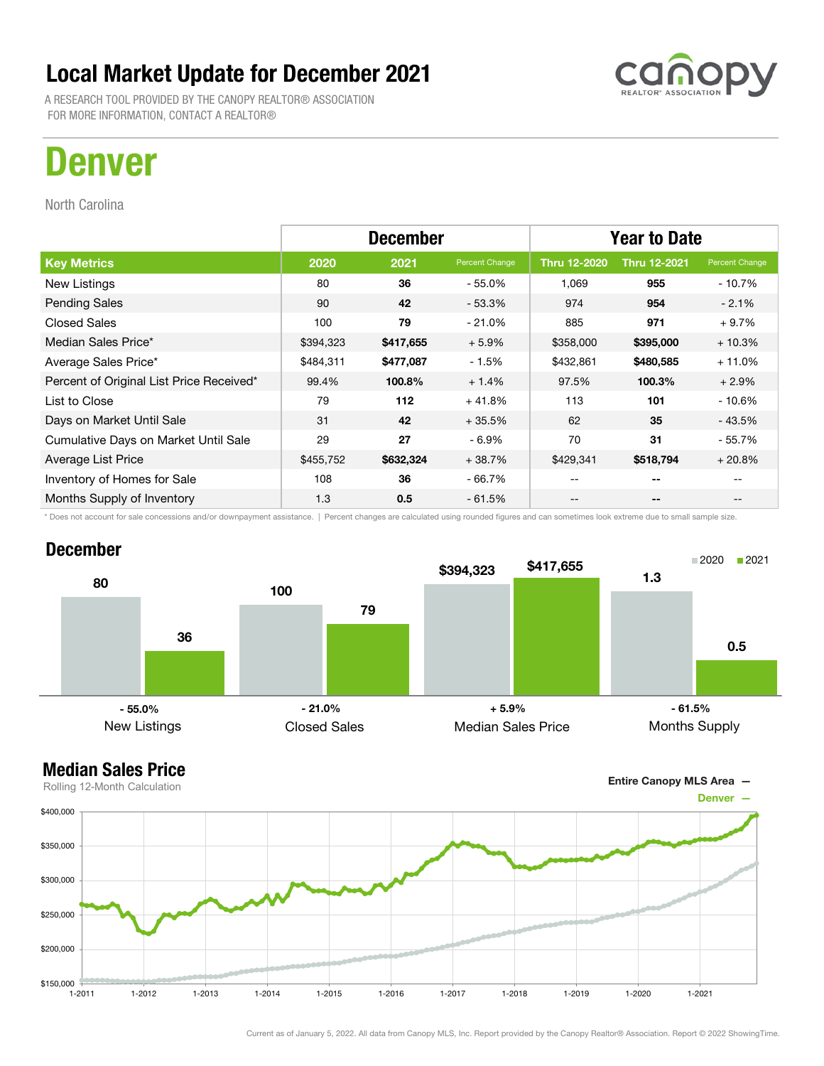# Local Market Update for December 2021

A RESEARCH TOOL PROVIDED BY THE CANOPY REALTOR® ASSOCIATION
FOR MORE INFORMATION, CONTACT A REALTOR®

# Denver

North Carolina

| | December | | | Year to Date | | |
|---|---|---|---|---|---|---|
| **Key Metrics** | **2020** | **2021** | **Percent Change** | **Thru 12-2020** | **Thru 12-2021** | **Percent Change** |
| New Listings | 80 | **36** | - 55.0% | 1,069 | **955** | - 10.7% |
| Pending Sales | 90 | **42** | - 53.3% | 974 | **954** | - 2.1% |
| Closed Sales | 100 | **79** | - 21.0% | 885 | **971** | + 9.7% |
| Median Sales Price* | $394,323 | **$417,655** | + 5.9% | $358,000 | **$395,000** | + 10.3% |
| Average Sales Price* | $484,311 | **$477,087** | - 1.5% | $432,861 | **$480,585** | + 11.0% |
| Percent of Original List Price Received* | 99.4% | **100.8%** | + 1.4% | 97.5% | **100.3%** | + 2.9% |
| List to Close | 79 | **112** | + 41.8% | 113 | **101** | - 10.6% |
| Days on Market Until Sale | 31 | **42** | + 35.5% | 62 | **35** | - 43.5% |
| Cumulative Days on Market Until Sale | 29 | **27** | - 6.9% | 70 | **31** | - 55.7% |
| Average List Price | $455,752 | **$632,324** | + 38.7% | $429,341 | **$518,794** | + 20.8% |
| Inventory of Homes for Sale | 108 | **36** | - 66.7% | -- | **--** | -- |
| Months Supply of Inventory | 1.3 | **0.5** | - 61.5% | -- | **--** | -- |

\* Does not account for sale concessions and/or downpayment assistance. | Percent changes are calculated using rounded figures and can sometimes look extreme due to small sample size.

## December

| | 2020 | 2021 | Change |
|---|---|---|---|
| New Listings | 80 | 36 | - 55.0% |
| Closed Sales | 100 | 79 | - 21.0% |
| Median Sales Price | $394,323 | $417,655 | + 5.9% |
| Months Supply | 1.3 | 0.5 | - 61.5% |

## Median Sales Price

Rolling 12-Month Calculation

Entire Canopy MLS Area —
Denver —

Current as of January 5, 2022. All data from Canopy MLS, Inc. Report provided by the Canopy Realtor® Association. Report © 2022 ShowingTime.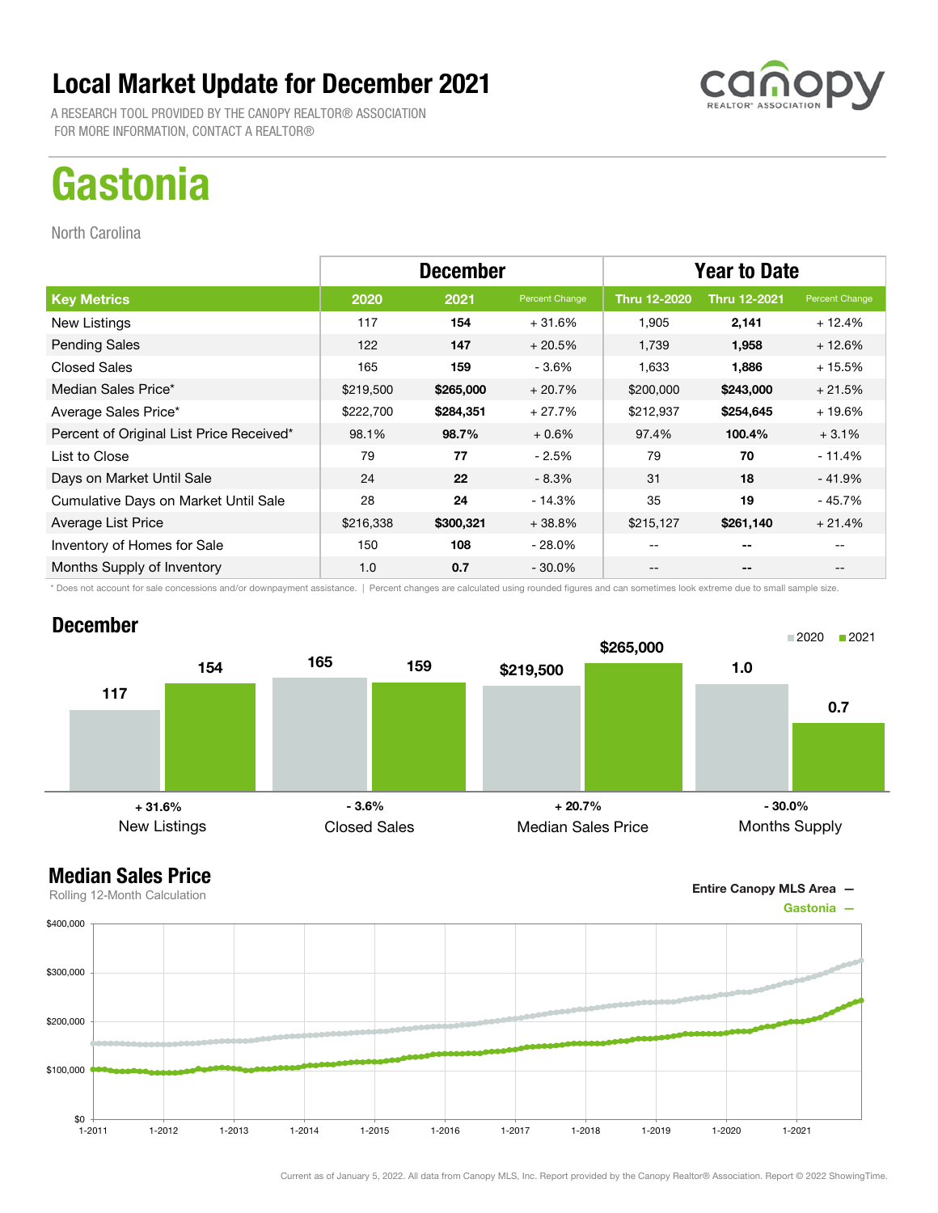# Local Market Update for December 2021

A RESEARCH TOOL PROVIDED BY THE CANOPY REALTOR® ASSOCIATION
FOR MORE INFORMATION, CONTACT A REALTOR®

# Gastonia

North Carolina

| | December | | | Year to Date | | |
|---|---|---|---|---|---|---|
| **Key Metrics** | **2020** | **2021** | **Percent Change** | **Thru 12-2020** | **Thru 12-2021** | **Percent Change** |
| New Listings | 117 | **154** | + 31.6% | 1,905 | **2,141** | + 12.4% |
| Pending Sales | 122 | **147** | + 20.5% | 1,739 | **1,958** | + 12.6% |
| Closed Sales | 165 | **159** | - 3.6% | 1,633 | **1,886** | + 15.5% |
| Median Sales Price* | $219,500 | **$265,000** | + 20.7% | $200,000 | **$243,000** | + 21.5% |
| Average Sales Price* | $222,700 | **$284,351** | + 27.7% | $212,937 | **$254,645** | + 19.6% |
| Percent of Original List Price Received* | 98.1% | **98.7%** | + 0.6% | 97.4% | **100.4%** | + 3.1% |
| List to Close | 79 | **77** | - 2.5% | 79 | **70** | - 11.4% |
| Days on Market Until Sale | 24 | **22** | - 8.3% | 31 | **18** | - 41.9% |
| Cumulative Days on Market Until Sale | 28 | **24** | - 14.3% | 35 | **19** | - 45.7% |
| Average List Price | $216,338 | **$300,321** | + 38.8% | $215,127 | **$261,140** | + 21.4% |
| Inventory of Homes for Sale | 150 | **108** | - 28.0% | -- | **--** | -- |
| Months Supply of Inventory | 1.0 | **0.7** | - 30.0% | -- | **--** | -- |

\* Does not account for sale concessions and/or downpayment assistance. | Percent changes are calculated using rounded figures and can sometimes look extreme due to small sample size.

## December

| | 2020 | 2021 | Change |
|---|---|---|---|
| New Listings | 117 | 154 | + 31.6% |
| Closed Sales | 165 | 159 | - 3.6% |
| Median Sales Price | $219,500 | $265,000 | + 20.7% |
| Months Supply | 1.0 | 0.7 | - 30.0% |

## Median Sales Price

Rolling 12-Month Calculation

Entire Canopy MLS Area —
Gastonia —

Current as of January 5, 2022. All data from Canopy MLS, Inc. Report provided by the Canopy Realtor® Association. Report © 2022 ShowingTime.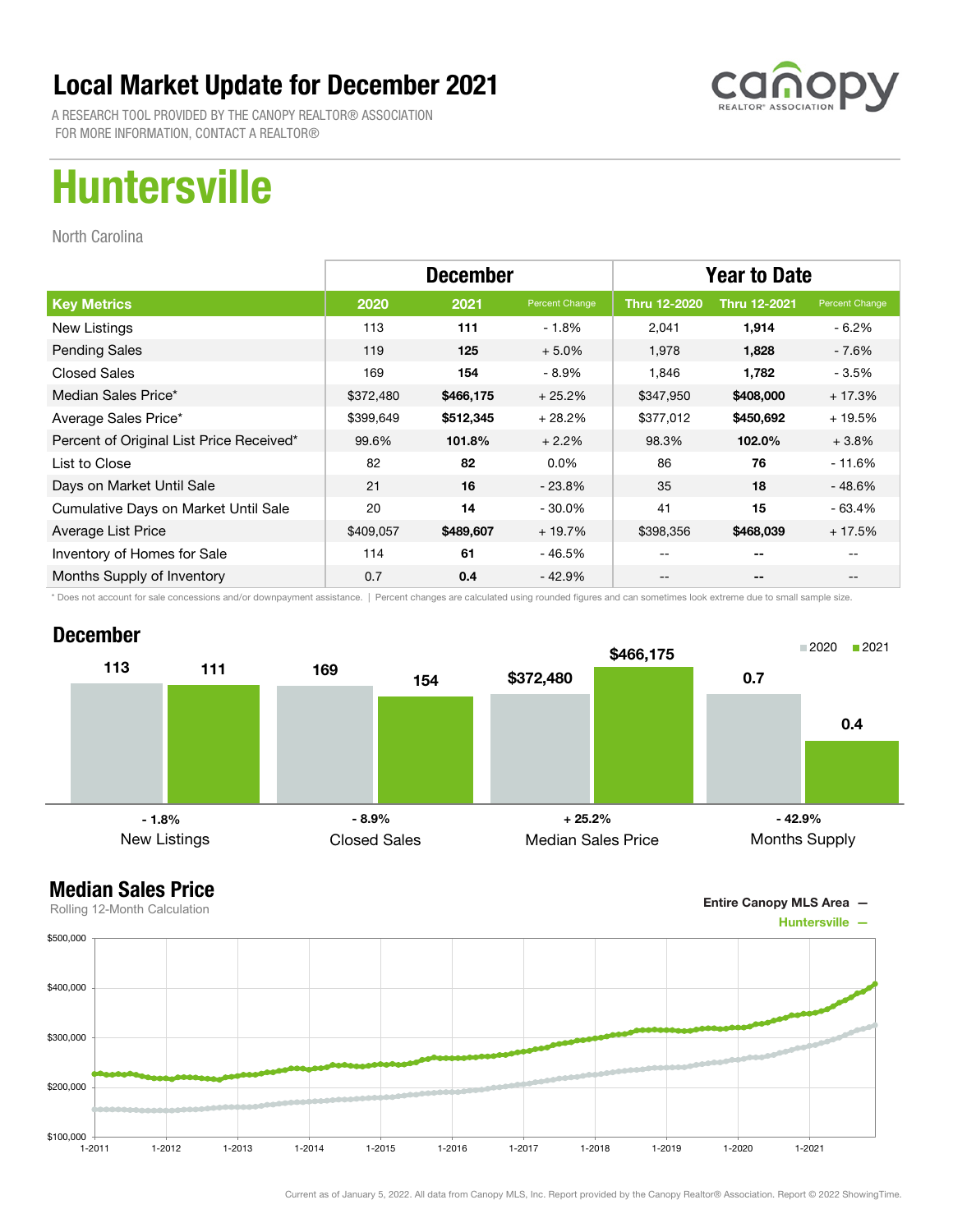# Local Market Update for December 2021

A RESEARCH TOOL PROVIDED BY THE CANOPY REALTOR® ASSOCIATION
FOR MORE INFORMATION, CONTACT A REALTOR®

canopy REALTOR® ASSOCIATION

# Huntersville

North Carolina

| | December | | | Year to Date | | |
|---|---|---|---|---|---|---|
| **Key Metrics** | **2020** | **2021** | **Percent Change** | **Thru 12-2020** | **Thru 12-2021** | **Percent Change** |
| New Listings | 113 | **111** | - 1.8% | 2,041 | **1,914** | - 6.2% |
| Pending Sales | 119 | **125** | + 5.0% | 1,978 | **1,828** | - 7.6% |
| Closed Sales | 169 | **154** | - 8.9% | 1,846 | **1,782** | - 3.5% |
| Median Sales Price* | $372,480 | **$466,175** | + 25.2% | $347,950 | **$408,000** | + 17.3% |
| Average Sales Price* | $399,649 | **$512,345** | + 28.2% | $377,012 | **$450,692** | + 19.5% |
| Percent of Original List Price Received* | 99.6% | **101.8%** | + 2.2% | 98.3% | **102.0%** | + 3.8% |
| List to Close | 82 | **82** | 0.0% | 86 | **76** | - 11.6% |
| Days on Market Until Sale | 21 | **16** | - 23.8% | 35 | **18** | - 48.6% |
| Cumulative Days on Market Until Sale | 20 | **14** | - 30.0% | 41 | **15** | - 63.4% |
| Average List Price | $409,057 | **$489,607** | + 19.7% | $398,356 | **$468,039** | + 17.5% |
| Inventory of Homes for Sale | 114 | **61** | - 46.5% | -- | **--** | -- |
| Months Supply of Inventory | 0.7 | **0.4** | - 42.9% | -- | **--** | -- |

\* Does not account for sale concessions and/or downpayment assistance. | Percent changes are calculated using rounded figures and can sometimes look extreme due to small sample size.

## December

| | 2020 | 2021 | Change |
|---|---|---|---|
| New Listings | 113 | 111 | - 1.8% |
| Closed Sales | 169 | 154 | - 8.9% |
| Median Sales Price | $372,480 | $466,175 | + 25.2% |
| Months Supply | 0.7 | 0.4 | - 42.9% |

## Median Sales Price

Rolling 12-Month Calculation

Entire Canopy MLS Area —
Huntersville —

Current as of January 5, 2022. All data from Canopy MLS, Inc. Report provided by the Canopy Realtor® Association. Report © 2022 ShowingTime.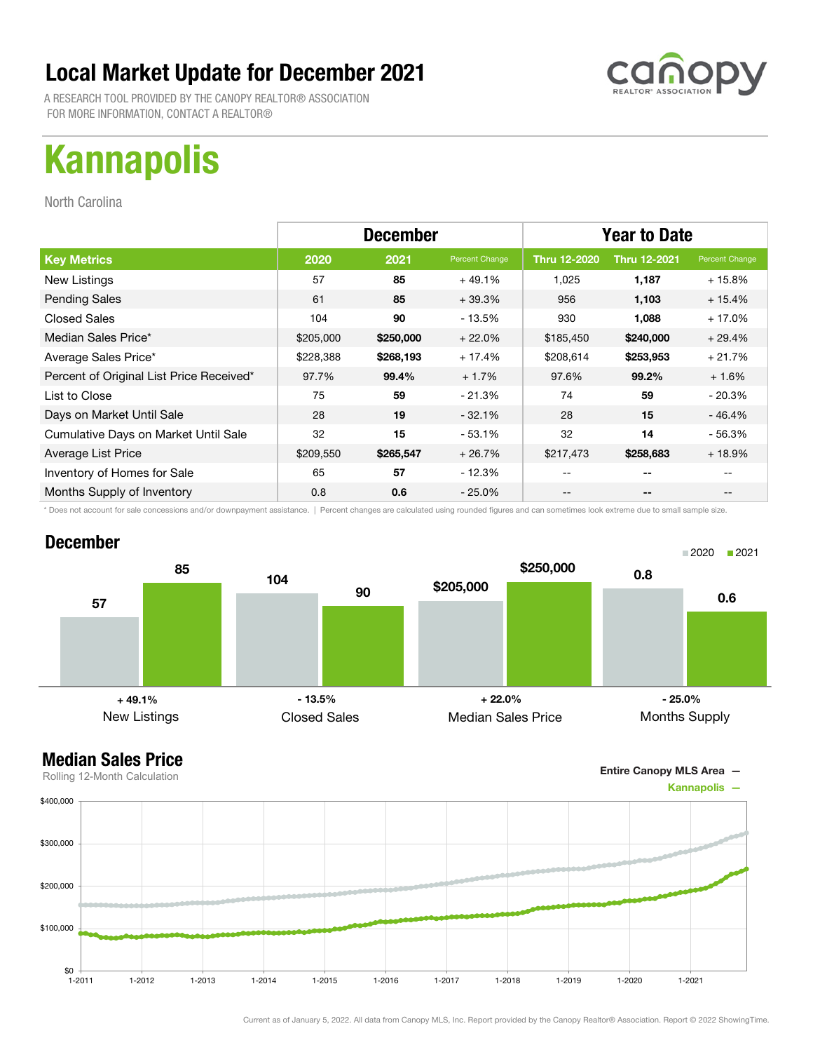# Local Market Update for December 2021

A RESEARCH TOOL PROVIDED BY THE CANOPY REALTOR® ASSOCIATION
FOR MORE INFORMATION, CONTACT A REALTOR®

# Kannapolis

North Carolina

| | December | | | Year to Date | | |
|---|---|---|---|---|---|---|
| **Key Metrics** | **2020** | **2021** | **Percent Change** | **Thru 12-2020** | **Thru 12-2021** | **Percent Change** |
| New Listings | 57 | **85** | + 49.1% | 1,025 | **1,187** | + 15.8% |
| Pending Sales | 61 | **85** | + 39.3% | 956 | **1,103** | + 15.4% |
| Closed Sales | 104 | **90** | - 13.5% | 930 | **1,088** | + 17.0% |
| Median Sales Price* | $205,000 | **$250,000** | + 22.0% | $185,450 | **$240,000** | + 29.4% |
| Average Sales Price* | $228,388 | **$268,193** | + 17.4% | $208,614 | **$253,953** | + 21.7% |
| Percent of Original List Price Received* | 97.7% | **99.4%** | + 1.7% | 97.6% | **99.2%** | + 1.6% |
| List to Close | 75 | **59** | - 21.3% | 74 | **59** | - 20.3% |
| Days on Market Until Sale | 28 | **19** | - 32.1% | 28 | **15** | - 46.4% |
| Cumulative Days on Market Until Sale | 32 | **15** | - 53.1% | 32 | **14** | - 56.3% |
| Average List Price | $209,550 | **$265,547** | + 26.7% | $217,473 | **$258,683** | + 18.9% |
| Inventory of Homes for Sale | 65 | **57** | - 12.3% | -- | -- | -- |
| Months Supply of Inventory | 0.8 | **0.6** | - 25.0% | -- | -- | -- |

\* Does not account for sale concessions and/or downpayment assistance. | Percent changes are calculated using rounded figures and can sometimes look extreme due to small sample size.

## December

| | 2020 | 2021 | Change |
|---|---|---|---|
| New Listings | 57 | 85 | + 49.1% |
| Closed Sales | 104 | 90 | - 13.5% |
| Median Sales Price | $205,000 | $250,000 | + 22.0% |
| Months Supply | 0.8 | 0.6 | - 25.0% |

## Median Sales Price

Rolling 12-Month Calculation

Entire Canopy MLS Area —
Kannapolis —

Current as of January 5, 2022. All data from Canopy MLS, Inc. Report provided by the Canopy Realtor® Association. Report © 2022 ShowingTime.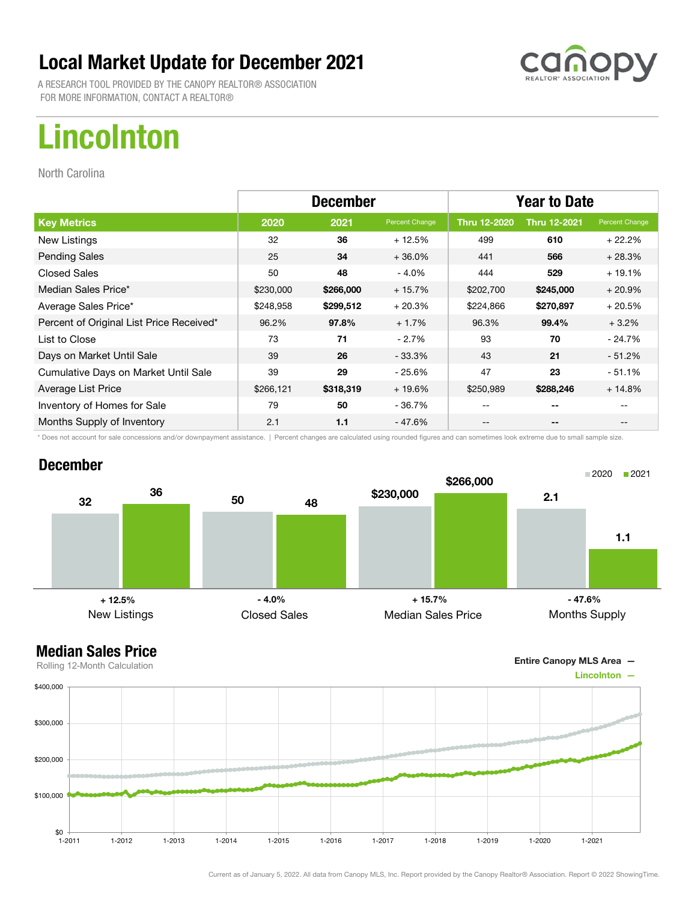# Local Market Update for December 2021

A RESEARCH TOOL PROVIDED BY THE CANOPY REALTOR® ASSOCIATION
FOR MORE INFORMATION, CONTACT A REALTOR®

# Lincolnton

North Carolina

| | December | | | Year to Date | | |
|---|---|---|---|---|---|---|
| **Key Metrics** | **2020** | **2021** | **Percent Change** | **Thru 12-2020** | **Thru 12-2021** | **Percent Change** |
| New Listings | 32 | **36** | + 12.5% | 499 | **610** | + 22.2% |
| Pending Sales | 25 | **34** | + 36.0% | 441 | **566** | + 28.3% |
| Closed Sales | 50 | **48** | - 4.0% | 444 | **529** | + 19.1% |
| Median Sales Price* | $230,000 | **$266,000** | + 15.7% | $202,700 | **$245,000** | + 20.9% |
| Average Sales Price* | $248,958 | **$299,512** | + 20.3% | $224,866 | **$270,897** | + 20.5% |
| Percent of Original List Price Received* | 96.2% | **97.8%** | + 1.7% | 96.3% | **99.4%** | + 3.2% |
| List to Close | 73 | **71** | - 2.7% | 93 | **70** | - 24.7% |
| Days on Market Until Sale | 39 | **26** | - 33.3% | 43 | **21** | - 51.2% |
| Cumulative Days on Market Until Sale | 39 | **29** | - 25.6% | 47 | **23** | - 51.1% |
| Average List Price | $266,121 | **$318,319** | + 19.6% | $250,989 | **$288,246** | + 14.8% |
| Inventory of Homes for Sale | 79 | **50** | - 36.7% | -- | **--** | -- |
| Months Supply of Inventory | 2.1 | **1.1** | - 47.6% | -- | **--** | -- |

* Does not account for sale concessions and/or downpayment assistance. | Percent changes are calculated using rounded figures and can sometimes look extreme due to small sample size.

## December

| | 2020 | 2021 | Change |
|---|---|---|---|
| New Listings | 32 | 36 | + 12.5% |
| Closed Sales | 50 | 48 | - 4.0% |
| Median Sales Price | $230,000 | $266,000 | + 15.7% |
| Months Supply | 2.1 | 1.1 | - 47.6% |

## Median Sales Price

Rolling 12-Month Calculation

Entire Canopy MLS Area —
Lincolnton —

Current as of January 5, 2022. All data from Canopy MLS, Inc. Report provided by the Canopy Realtor® Association. Report © 2022 ShowingTime.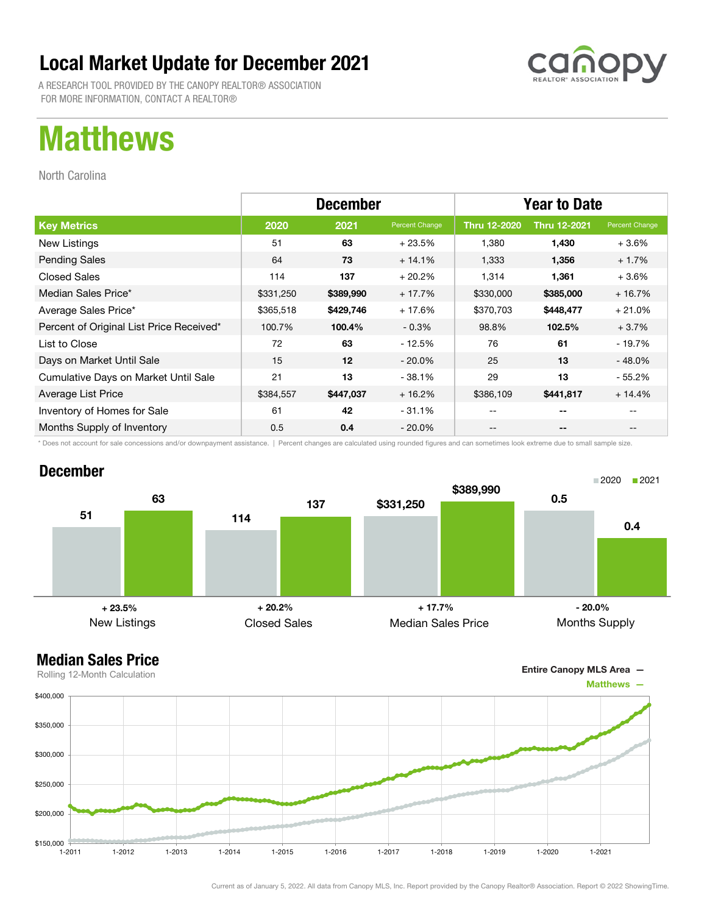# Local Market Update for December 2021

A RESEARCH TOOL PROVIDED BY THE CANOPY REALTOR® ASSOCIATION
FOR MORE INFORMATION, CONTACT A REALTOR®

# Matthews

North Carolina

| | December | | | Year to Date | | |
|---|---|---|---|---|---|---|
| **Key Metrics** | **2020** | **2021** | **Percent Change** | **Thru 12-2020** | **Thru 12-2021** | **Percent Change** |
| New Listings | 51 | **63** | + 23.5% | 1,380 | **1,430** | + 3.6% |
| Pending Sales | 64 | **73** | + 14.1% | 1,333 | **1,356** | + 1.7% |
| Closed Sales | 114 | **137** | + 20.2% | 1,314 | **1,361** | + 3.6% |
| Median Sales Price* | $331,250 | **$389,990** | + 17.7% | $330,000 | **$385,000** | + 16.7% |
| Average Sales Price* | $365,518 | **$429,746** | + 17.6% | $370,703 | **$448,477** | + 21.0% |
| Percent of Original List Price Received* | 100.7% | **100.4%** | - 0.3% | 98.8% | **102.5%** | + 3.7% |
| List to Close | 72 | **63** | - 12.5% | 76 | **61** | - 19.7% |
| Days on Market Until Sale | 15 | **12** | - 20.0% | 25 | **13** | - 48.0% |
| Cumulative Days on Market Until Sale | 21 | **13** | - 38.1% | 29 | **13** | - 55.2% |
| Average List Price | $384,557 | **$447,037** | + 16.2% | $386,109 | **$441,817** | + 14.4% |
| Inventory of Homes for Sale | 61 | **42** | - 31.1% | -- | -- | -- |
| Months Supply of Inventory | 0.5 | **0.4** | - 20.0% | -- | -- | -- |

\* Does not account for sale concessions and/or downpayment assistance. | Percent changes are calculated using rounded figures and can sometimes look extreme due to small sample size.

## December

| | 2020 | 2021 | Change |
|---|---|---|---|
| New Listings | 51 | 63 | + 23.5% |
| Closed Sales | 114 | 137 | + 20.2% |
| Median Sales Price | $331,250 | $389,990 | + 17.7% |
| Months Supply | 0.5 | 0.4 | - 20.0% |

## Median Sales Price

Rolling 12-Month Calculation

Entire Canopy MLS Area —
Matthews —

Current as of January 5, 2022. All data from Canopy MLS, Inc. Report provided by the Canopy Realtor® Association. Report © 2022 ShowingTime.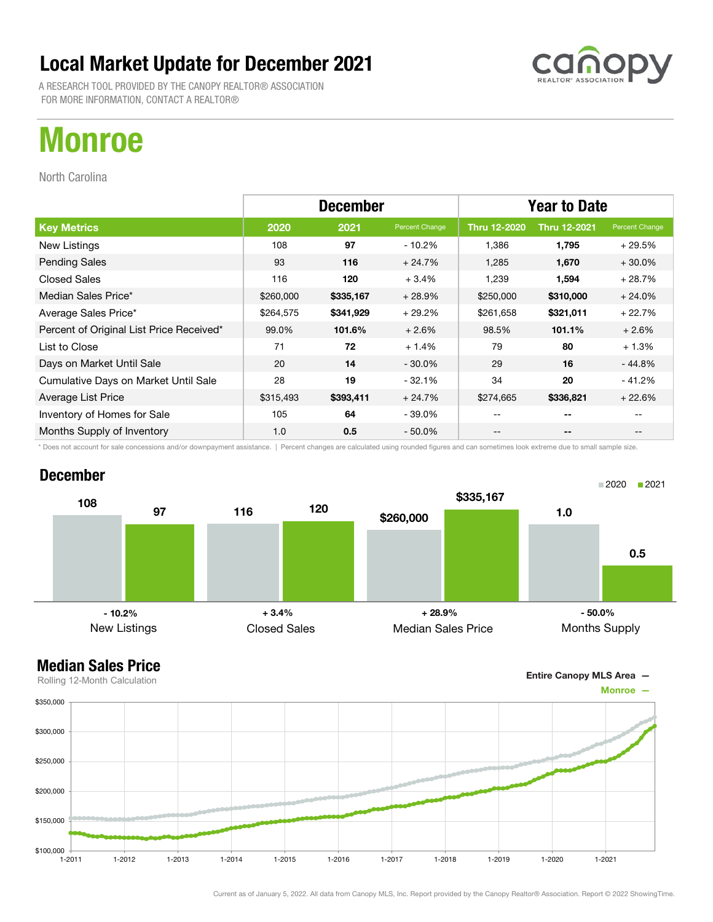# Local Market Update for December 2021

A RESEARCH TOOL PROVIDED BY THE CANOPY REALTOR® ASSOCIATION
FOR MORE INFORMATION, CONTACT A REALTOR®

# Monroe

North Carolina

| | December | | | Year to Date | | |
|---|---|---|---|---|---|---|
| **Key Metrics** | **2020** | **2021** | **Percent Change** | **Thru 12-2020** | **Thru 12-2021** | **Percent Change** |
| New Listings | 108 | **97** | - 10.2% | 1,386 | **1,795** | + 29.5% |
| Pending Sales | 93 | **116** | + 24.7% | 1,285 | **1,670** | + 30.0% |
| Closed Sales | 116 | **120** | + 3.4% | 1,239 | **1,594** | + 28.7% |
| Median Sales Price* | $260,000 | **$335,167** | + 28.9% | $250,000 | **$310,000** | + 24.0% |
| Average Sales Price* | $264,575 | **$341,929** | + 29.2% | $261,658 | **$321,011** | + 22.7% |
| Percent of Original List Price Received* | 99.0% | **101.6%** | + 2.6% | 98.5% | **101.1%** | + 2.6% |
| List to Close | 71 | **72** | + 1.4% | 79 | **80** | + 1.3% |
| Days on Market Until Sale | 20 | **14** | - 30.0% | 29 | **16** | - 44.8% |
| Cumulative Days on Market Until Sale | 28 | **19** | - 32.1% | 34 | **20** | - 41.2% |
| Average List Price | $315,493 | **$393,411** | + 24.7% | $274,665 | **$336,821** | + 22.6% |
| Inventory of Homes for Sale | 105 | **64** | - 39.0% | -- | **--** | -- |
| Months Supply of Inventory | 1.0 | **0.5** | - 50.0% | -- | **--** | -- |

* Does not account for sale concessions and/or downpayment assistance. | Percent changes are calculated using rounded figures and can sometimes look extreme due to small sample size.

## December

| | 2020 | 2021 | Change |
|---|---|---|---|
| New Listings | 108 | 97 | - 10.2% |
| Closed Sales | 116 | 120 | + 3.4% |
| Median Sales Price | $260,000 | $335,167 | + 28.9% |
| Months Supply | 1.0 | 0.5 | - 50.0% |

## Median Sales Price

Rolling 12-Month Calculation

Entire Canopy MLS Area —
Monroe —

Current as of January 5, 2022. All data from Canopy MLS, Inc. Report provided by the Canopy Realtor® Association. Report © 2022 ShowingTime.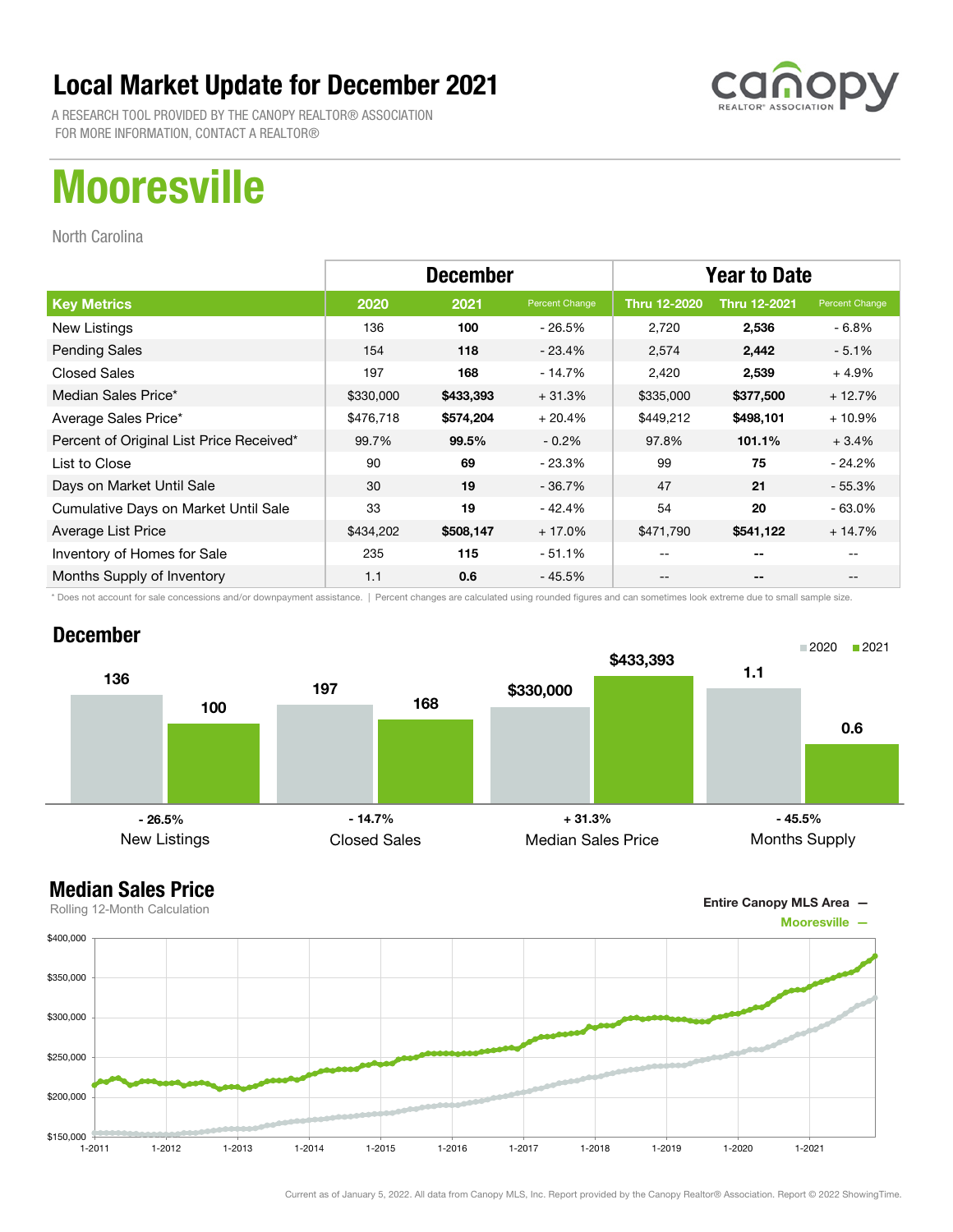# Local Market Update for December 2021

A RESEARCH TOOL PROVIDED BY THE CANOPY REALTOR® ASSOCIATION
FOR MORE INFORMATION, CONTACT A REALTOR®

# Mooresville

North Carolina

| | December | | | Year to Date | | |
|---|---|---|---|---|---|---|
| **Key Metrics** | **2020** | **2021** | **Percent Change** | **Thru 12-2020** | **Thru 12-2021** | **Percent Change** |
| New Listings | 136 | **100** | - 26.5% | 2,720 | **2,536** | - 6.8% |
| Pending Sales | 154 | **118** | - 23.4% | 2,574 | **2,442** | - 5.1% |
| Closed Sales | 197 | **168** | - 14.7% | 2,420 | **2,539** | + 4.9% |
| Median Sales Price* | $330,000 | **$433,393** | + 31.3% | $335,000 | **$377,500** | + 12.7% |
| Average Sales Price* | $476,718 | **$574,204** | + 20.4% | $449,212 | **$498,101** | + 10.9% |
| Percent of Original List Price Received* | 99.7% | **99.5%** | - 0.2% | 97.8% | **101.1%** | + 3.4% |
| List to Close | 90 | **69** | - 23.3% | 99 | **75** | - 24.2% |
| Days on Market Until Sale | 30 | **19** | - 36.7% | 47 | **21** | - 55.3% |
| Cumulative Days on Market Until Sale | 33 | **19** | - 42.4% | 54 | **20** | - 63.0% |
| Average List Price | $434,202 | **$508,147** | + 17.0% | $471,790 | **$541,122** | + 14.7% |
| Inventory of Homes for Sale | 235 | **115** | - 51.1% | -- | **--** | -- |
| Months Supply of Inventory | 1.1 | **0.6** | - 45.5% | -- | **--** | -- |

\* Does not account for sale concessions and/or downpayment assistance. | Percent changes are calculated using rounded figures and can sometimes look extreme due to small sample size.

## December

| | 2020 | 2021 | Change |
|---|---|---|---|
| New Listings | 136 | 100 | - 26.5% |
| Closed Sales | 197 | 168 | - 14.7% |
| Median Sales Price | $330,000 | $433,393 | + 31.3% |
| Months Supply | 1.1 | 0.6 | - 45.5% |

## Median Sales Price

Rolling 12-Month Calculation

Entire Canopy MLS Area —
Mooresville —

Current as of January 5, 2022. All data from Canopy MLS, Inc. Report provided by the Canopy Realtor® Association. Report © 2022 ShowingTime.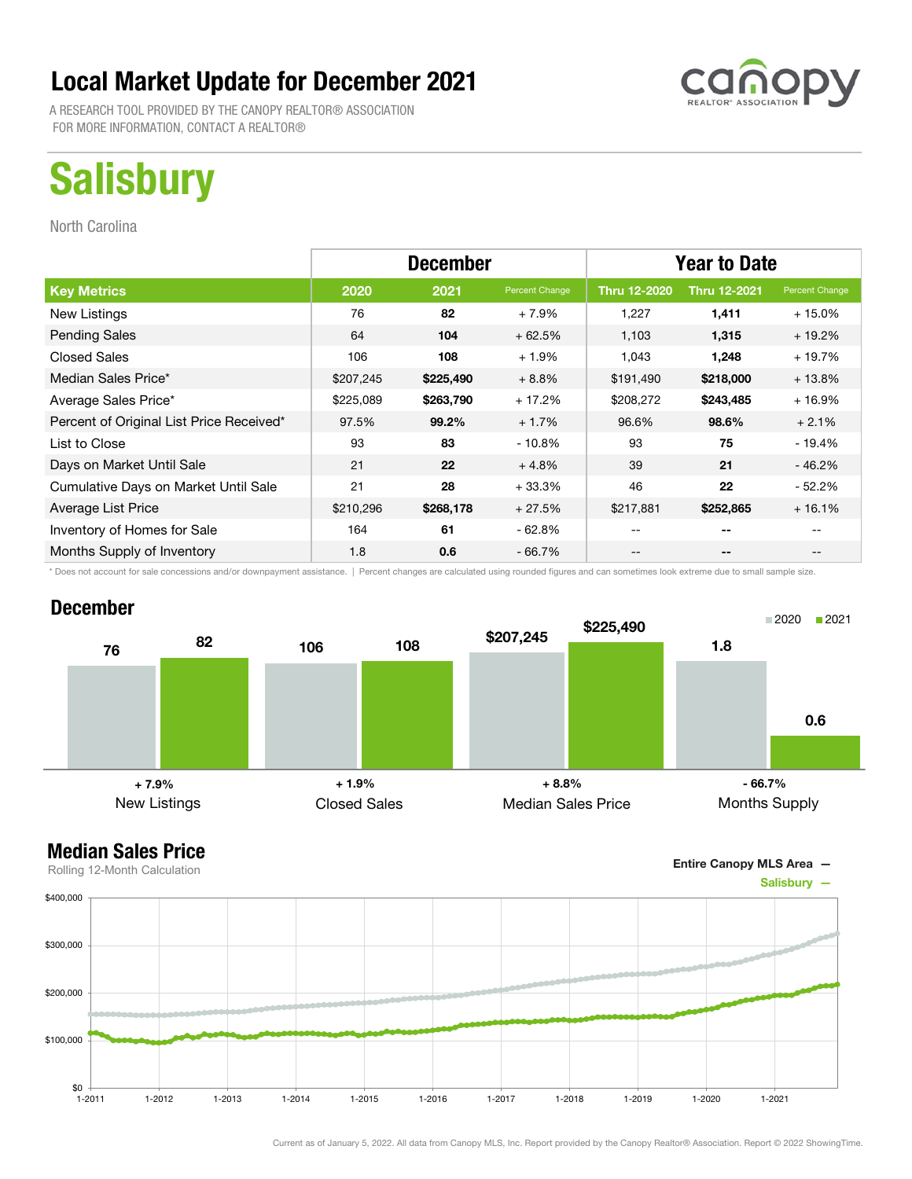# Local Market Update for December 2021

A RESEARCH TOOL PROVIDED BY THE CANOPY REALTOR® ASSOCIATION
FOR MORE INFORMATION, CONTACT A REALTOR®

# Salisbury

North Carolina

| | December | | | Year to Date | | |
|---|---|---|---|---|---|---|
| **Key Metrics** | **2020** | **2021** | **Percent Change** | **Thru 12-2020** | **Thru 12-2021** | **Percent Change** |
| New Listings | 76 | **82** | + 7.9% | 1,227 | **1,411** | + 15.0% |
| Pending Sales | 64 | **104** | + 62.5% | 1,103 | **1,315** | + 19.2% |
| Closed Sales | 106 | **108** | + 1.9% | 1,043 | **1,248** | + 19.7% |
| Median Sales Price* | $207,245 | **$225,490** | + 8.8% | $191,490 | **$218,000** | + 13.8% |
| Average Sales Price* | $225,089 | **$263,790** | + 17.2% | $208,272 | **$243,485** | + 16.9% |
| Percent of Original List Price Received* | 97.5% | **99.2%** | + 1.7% | 96.6% | **98.6%** | + 2.1% |
| List to Close | 93 | **83** | - 10.8% | 93 | **75** | - 19.4% |
| Days on Market Until Sale | 21 | **22** | + 4.8% | 39 | **21** | - 46.2% |
| Cumulative Days on Market Until Sale | 21 | **28** | + 33.3% | 46 | **22** | - 52.2% |
| Average List Price | $210,296 | **$268,178** | + 27.5% | $217,881 | **$252,865** | + 16.1% |
| Inventory of Homes for Sale | 164 | **61** | - 62.8% | -- | **--** | -- |
| Months Supply of Inventory | 1.8 | **0.6** | - 66.7% | -- | **--** | -- |

\* Does not account for sale concessions and/or downpayment assistance. | Percent changes are calculated using rounded figures and can sometimes look extreme due to small sample size.

## December

| | 2020 | 2021 | Change |
|---|---|---|---|
| New Listings | 76 | 82 | + 7.9% |
| Closed Sales | 106 | 108 | + 1.9% |
| Median Sales Price | $207,245 | $225,490 | + 8.8% |
| Months Supply | 1.8 | 0.6 | - 66.7% |

## Median Sales Price

Rolling 12-Month Calculation

Entire Canopy MLS Area —
Salisbury —

Current as of January 5, 2022. All data from Canopy MLS, Inc. Report provided by the Canopy Realtor® Association. Report © 2022 ShowingTime.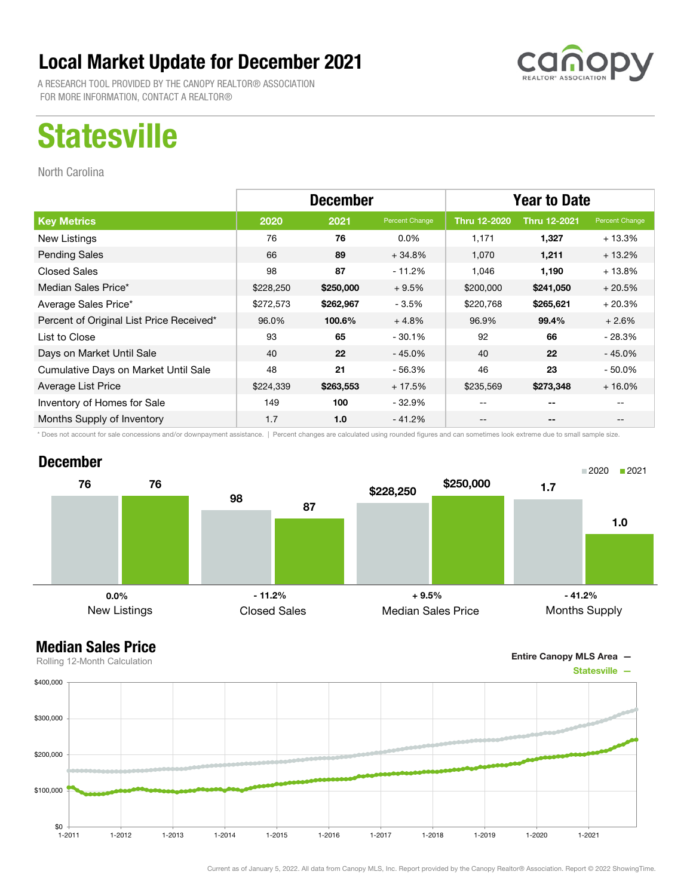# Local Market Update for December 2021

A RESEARCH TOOL PROVIDED BY THE CANOPY REALTOR® ASSOCIATION
FOR MORE INFORMATION, CONTACT A REALTOR®

# Statesville

North Carolina

| | December | | | Year to Date | | |
|---|---|---|---|---|---|---|
| **Key Metrics** | **2020** | **2021** | **Percent Change** | **Thru 12-2020** | **Thru 12-2021** | **Percent Change** |
| New Listings | 76 | **76** | 0.0% | 1,171 | **1,327** | + 13.3% |
| Pending Sales | 66 | **89** | + 34.8% | 1,070 | **1,211** | + 13.2% |
| Closed Sales | 98 | **87** | - 11.2% | 1,046 | **1,190** | + 13.8% |
| Median Sales Price* | $228,250 | **$250,000** | + 9.5% | $200,000 | **$241,050** | + 20.5% |
| Average Sales Price* | $272,573 | **$262,967** | - 3.5% | $220,768 | **$265,621** | + 20.3% |
| Percent of Original List Price Received* | 96.0% | **100.6%** | + 4.8% | 96.9% | **99.4%** | + 2.6% |
| List to Close | 93 | **65** | - 30.1% | 92 | **66** | - 28.3% |
| Days on Market Until Sale | 40 | **22** | - 45.0% | 40 | **22** | - 45.0% |
| Cumulative Days on Market Until Sale | 48 | **21** | - 56.3% | 46 | **23** | - 50.0% |
| Average List Price | $224,339 | **$263,553** | + 17.5% | $235,569 | **$273,348** | + 16.0% |
| Inventory of Homes for Sale | 149 | **100** | - 32.9% | -- | **--** | -- |
| Months Supply of Inventory | 1.7 | **1.0** | - 41.2% | -- | **--** | -- |

\* Does not account for sale concessions and/or downpayment assistance. | Percent changes are calculated using rounded figures and can sometimes look extreme due to small sample size.

## December

| | 2020 | 2021 | Change |
|---|---|---|---|
| New Listings | 76 | 76 | 0.0% |
| Closed Sales | 98 | 87 | - 11.2% |
| Median Sales Price | $228,250 | $250,000 | + 9.5% |
| Months Supply | 1.7 | 1.0 | - 41.2% |

## Median Sales Price

Rolling 12-Month Calculation

Entire Canopy MLS Area —
Statesville —

Current as of January 5, 2022. All data from Canopy MLS, Inc. Report provided by the Canopy Realtor® Association. Report © 2022 ShowingTime.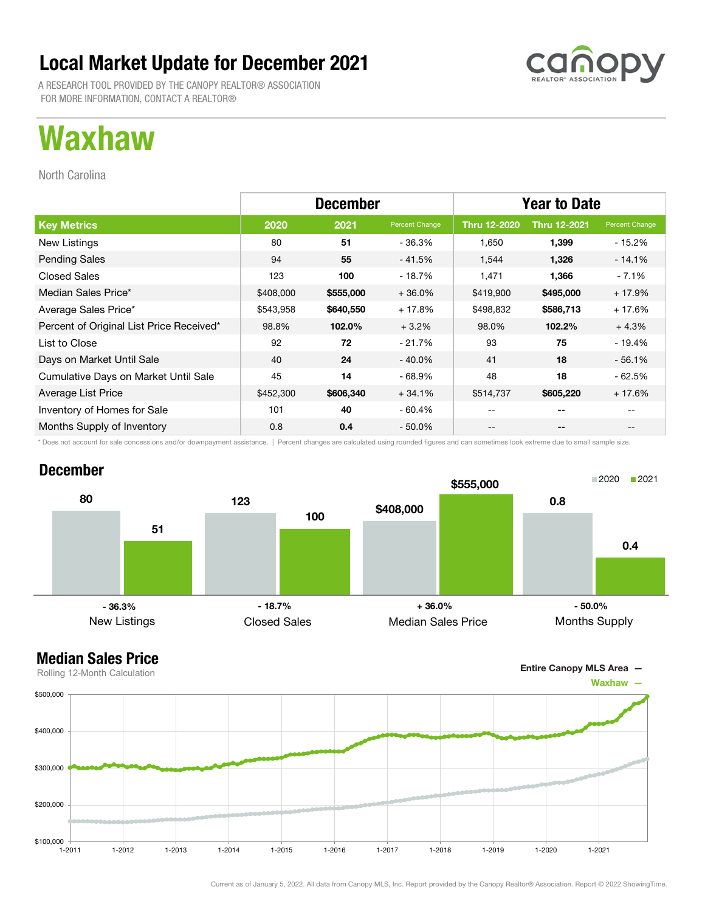# Local Market Update for December 2021

A RESEARCH TOOL PROVIDED BY THE CANOPY REALTOR® ASSOCIATION
FOR MORE INFORMATION, CONTACT A REALTOR®

# Waxhaw

North Carolina

| | December | | | Year to Date | | |
|---|---|---|---|---|---|---|
| **Key Metrics** | **2020** | **2021** | **Percent Change** | **Thru 12-2020** | **Thru 12-2021** | **Percent Change** |
| New Listings | 80 | **51** | - 36.3% | 1,650 | **1,399** | - 15.2% |
| Pending Sales | 94 | **55** | - 41.5% | 1,544 | **1,326** | - 14.1% |
| Closed Sales | 123 | **100** | - 18.7% | 1,471 | **1,366** | - 7.1% |
| Median Sales Price* | $408,000 | **$555,000** | + 36.0% | $419,900 | **$495,000** | + 17.9% |
| Average Sales Price* | $543,958 | **$640,550** | + 17.8% | $498,832 | **$586,713** | + 17.6% |
| Percent of Original List Price Received* | 98.8% | **102.0%** | + 3.2% | 98.0% | **102.2%** | + 4.3% |
| List to Close | 92 | **72** | - 21.7% | 93 | **75** | - 19.4% |
| Days on Market Until Sale | 40 | **24** | - 40.0% | 41 | **18** | - 56.1% |
| Cumulative Days on Market Until Sale | 45 | **14** | - 68.9% | 48 | **18** | - 62.5% |
| Average List Price | $452,300 | **$606,340** | + 34.1% | $514,737 | **$605,220** | + 17.6% |
| Inventory of Homes for Sale | 101 | **40** | - 60.4% | -- | **--** | -- |
| Months Supply of Inventory | 0.8 | **0.4** | - 50.0% | -- | **--** | -- |

\* Does not account for sale concessions and/or downpayment assistance. | Percent changes are calculated using rounded figures and can sometimes look extreme due to small sample size.

## December

| | 2020 | 2021 | Change |
|---|---|---|---|
| New Listings | 80 | 51 | - 36.3% |
| Closed Sales | 123 | 100 | - 18.7% |
| Median Sales Price | $408,000 | $555,000 | + 36.0% |
| Months Supply | 0.8 | 0.4 | - 50.0% |

## Median Sales Price

Rolling 12-Month Calculation

Entire Canopy MLS Area —
Waxhaw —

Current as of January 5, 2022. All data from Canopy MLS, Inc. Report provided by the Canopy Realtor® Association. Report © 2022 ShowingTime.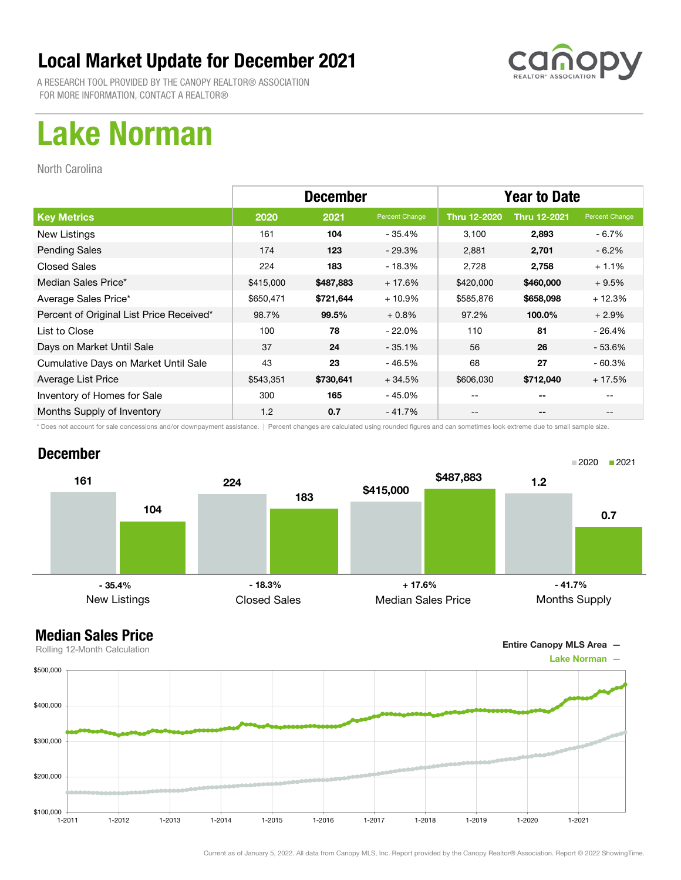# Local Market Update for December 2021

A RESEARCH TOOL PROVIDED BY THE CANOPY REALTOR® ASSOCIATION
FOR MORE INFORMATION, CONTACT A REALTOR®

canopy REALTOR® ASSOCIATION

# Lake Norman

North Carolina

| | December | | | Year to Date | | |
|---|---|---|---|---|---|---|
| **Key Metrics** | **2020** | **2021** | **Percent Change** | **Thru 12-2020** | **Thru 12-2021** | **Percent Change** |
| New Listings | 161 | **104** | - 35.4% | 3,100 | **2,893** | - 6.7% |
| Pending Sales | 174 | **123** | - 29.3% | 2,881 | **2,701** | - 6.2% |
| Closed Sales | 224 | **183** | - 18.3% | 2,728 | **2,758** | + 1.1% |
| Median Sales Price* | $415,000 | **$487,883** | + 17.6% | $420,000 | **$460,000** | + 9.5% |
| Average Sales Price* | $650,471 | **$721,644** | + 10.9% | $585,876 | **$658,098** | + 12.3% |
| Percent of Original List Price Received* | 98.7% | **99.5%** | + 0.8% | 97.2% | **100.0%** | + 2.9% |
| List to Close | 100 | **78** | - 22.0% | 110 | **81** | - 26.4% |
| Days on Market Until Sale | 37 | **24** | - 35.1% | 56 | **26** | - 53.6% |
| Cumulative Days on Market Until Sale | 43 | **23** | - 46.5% | 68 | **27** | - 60.3% |
| Average List Price | $543,351 | **$730,641** | + 34.5% | $606,030 | **$712,040** | + 17.5% |
| Inventory of Homes for Sale | 300 | **165** | - 45.0% | -- | **--** | -- |
| Months Supply of Inventory | 1.2 | **0.7** | - 41.7% | -- | **--** | -- |

\* Does not account for sale concessions and/or downpayment assistance. | Percent changes are calculated using rounded figures and can sometimes look extreme due to small sample size.

## December

| | 2020 | 2021 | Change |
|---|---|---|---|
| New Listings | 161 | 104 | - 35.4% |
| Closed Sales | 224 | 183 | - 18.3% |
| Median Sales Price | $415,000 | $487,883 | + 17.6% |
| Months Supply | 1.2 | 0.7 | - 41.7% |

## Median Sales Price

Rolling 12-Month Calculation

Entire Canopy MLS Area —
Lake Norman —

Current as of January 5, 2022. All data from Canopy MLS, Inc. Report provided by the Canopy Realtor® Association. Report © 2022 ShowingTime.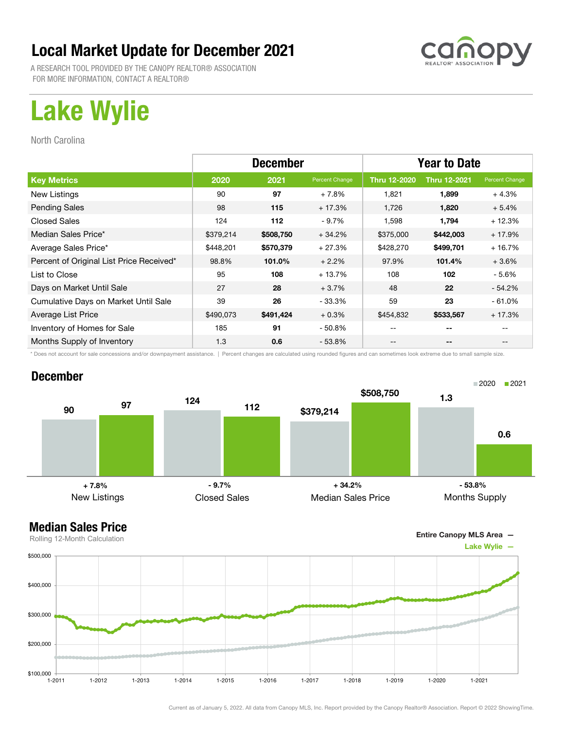# Local Market Update for December 2021

A RESEARCH TOOL PROVIDED BY THE CANOPY REALTOR® ASSOCIATION
FOR MORE INFORMATION, CONTACT A REALTOR®

# Lake Wylie

North Carolina

| | December | | | Year to Date | | |
|---|---|---|---|---|---|---|
| **Key Metrics** | **2020** | **2021** | **Percent Change** | **Thru 12-2020** | **Thru 12-2021** | **Percent Change** |
| New Listings | 90 | **97** | + 7.8% | 1,821 | **1,899** | + 4.3% |
| Pending Sales | 98 | **115** | + 17.3% | 1,726 | **1,820** | + 5.4% |
| Closed Sales | 124 | **112** | - 9.7% | 1,598 | **1,794** | + 12.3% |
| Median Sales Price* | $379,214 | **$508,750** | + 34.2% | $375,000 | **$442,003** | + 17.9% |
| Average Sales Price* | $448,201 | **$570,379** | + 27.3% | $428,270 | **$499,701** | + 16.7% |
| Percent of Original List Price Received* | 98.8% | **101.0%** | + 2.2% | 97.9% | **101.4%** | + 3.6% |
| List to Close | 95 | **108** | + 13.7% | 108 | **102** | - 5.6% |
| Days on Market Until Sale | 27 | **28** | + 3.7% | 48 | **22** | - 54.2% |
| Cumulative Days on Market Until Sale | 39 | **26** | - 33.3% | 59 | **23** | - 61.0% |
| Average List Price | $490,073 | **$491,424** | + 0.3% | $454,832 | **$533,567** | + 17.3% |
| Inventory of Homes for Sale | 185 | **91** | - 50.8% | -- | **--** | -- |
| Months Supply of Inventory | 1.3 | **0.6** | - 53.8% | -- | **--** | -- |

\* Does not account for sale concessions and/or downpayment assistance. | Percent changes are calculated using rounded figures and can sometimes look extreme due to small sample size.

## December

| | 2020 | 2021 | Change |
|---|---|---|---|
| New Listings | 90 | 97 | + 7.8% |
| Closed Sales | 124 | 112 | - 9.7% |
| Median Sales Price | $379,214 | $508,750 | + 34.2% |
| Months Supply | 1.3 | 0.6 | - 53.8% |

## Median Sales Price

Rolling 12-Month Calculation

Entire Canopy MLS Area —
Lake Wylie —

Current as of January 5, 2022. All data from Canopy MLS, Inc. Report provided by the Canopy Realtor® Association. Report © 2022 ShowingTime.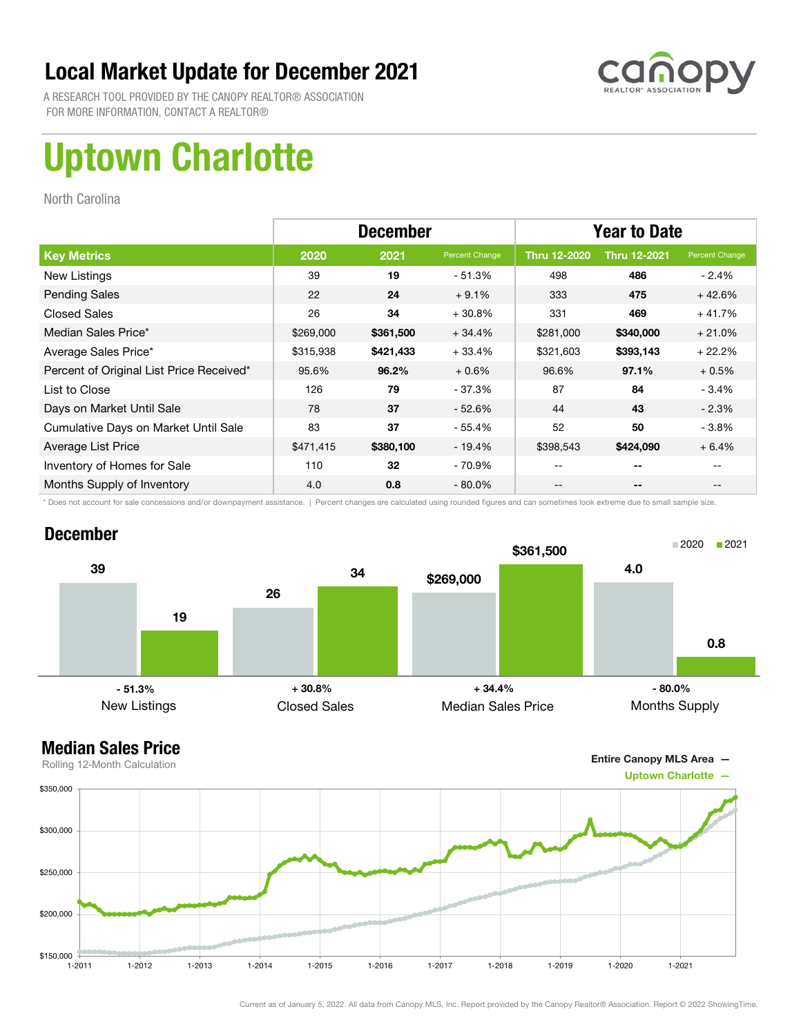# Local Market Update for December 2021

A RESEARCH TOOL PROVIDED BY THE CANOPY REALTOR® ASSOCIATION
FOR MORE INFORMATION, CONTACT A REALTOR®

# Uptown Charlotte

North Carolina

| | December | | | Year to Date | | |
|---|---|---|---|---|---|---|
| **Key Metrics** | **2020** | **2021** | **Percent Change** | **Thru 12-2020** | **Thru 12-2021** | **Percent Change** |
| New Listings | 39 | **19** | - 51.3% | 498 | **486** | - 2.4% |
| Pending Sales | 22 | **24** | + 9.1% | 333 | **475** | + 42.6% |
| Closed Sales | 26 | **34** | + 30.8% | 331 | **469** | + 41.7% |
| Median Sales Price* | $269,000 | **$361,500** | + 34.4% | $281,000 | **$340,000** | + 21.0% |
| Average Sales Price* | $315,938 | **$421,433** | + 33.4% | $321,603 | **$393,143** | + 22.2% |
| Percent of Original List Price Received* | 95.6% | **96.2%** | + 0.6% | 96.6% | **97.1%** | + 0.5% |
| List to Close | 126 | **79** | - 37.3% | 87 | **84** | - 3.4% |
| Days on Market Until Sale | 78 | **37** | - 52.6% | 44 | **43** | - 2.3% |
| Cumulative Days on Market Until Sale | 83 | **37** | - 55.4% | 52 | **50** | - 3.8% |
| Average List Price | $471,415 | **$380,100** | - 19.4% | $398,543 | **$424,090** | + 6.4% |
| Inventory of Homes for Sale | 110 | **32** | - 70.9% | -- | **--** | -- |
| Months Supply of Inventory | 4.0 | **0.8** | - 80.0% | -- | **--** | -- |

\* Does not account for sale concessions and/or downpayment assistance. | Percent changes are calculated using rounded figures and can sometimes look extreme due to small sample size.

## December

| | 2020 | 2021 | Change |
|---|---|---|---|
| New Listings | 39 | 19 | - 51.3% |
| Closed Sales | 26 | 34 | + 30.8% |
| Median Sales Price | $269,000 | $361,500 | + 34.4% |
| Months Supply | 4.0 | 0.8 | - 80.0% |

## Median Sales Price

Rolling 12-Month Calculation

Entire Canopy MLS Area —
Uptown Charlotte —

Current as of January 5, 2022. All data from Canopy MLS, Inc. Report provided by the Canopy Realtor® Association. Report © 2022 ShowingTime.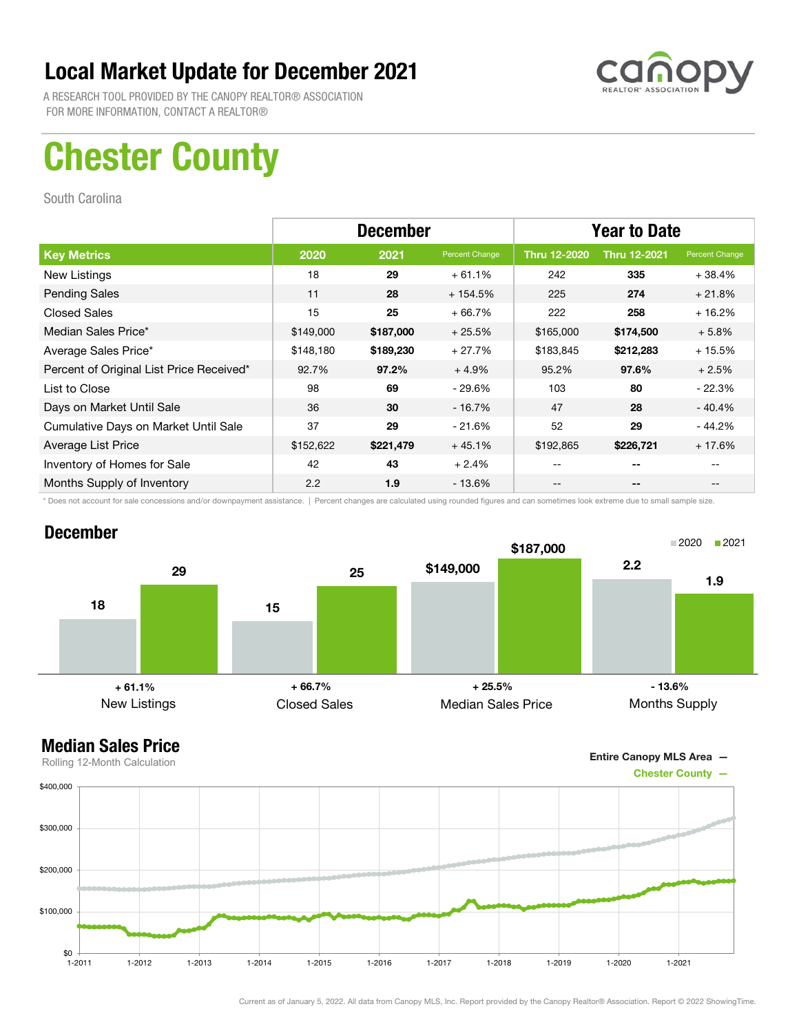# Local Market Update for December 2021

A RESEARCH TOOL PROVIDED BY THE CANOPY REALTOR® ASSOCIATION
FOR MORE INFORMATION, CONTACT A REALTOR®

# Chester County

South Carolina

| | December | | | Year to Date | | |
|---|---|---|---|---|---|---|
| **Key Metrics** | **2020** | **2021** | Percent Change | **Thru 12-2020** | **Thru 12-2021** | Percent Change |
| New Listings | 18 | **29** | + 61.1% | 242 | **335** | + 38.4% |
| Pending Sales | 11 | **28** | + 154.5% | 225 | **274** | + 21.8% |
| Closed Sales | 15 | **25** | + 66.7% | 222 | **258** | + 16.2% |
| Median Sales Price* | $149,000 | **$187,000** | + 25.5% | $165,000 | **$174,500** | + 5.8% |
| Average Sales Price* | $148,180 | **$189,230** | + 27.7% | $183,845 | **$212,283** | + 15.5% |
| Percent of Original List Price Received* | 92.7% | **97.2%** | + 4.9% | 95.2% | **97.6%** | + 2.5% |
| List to Close | 98 | **69** | - 29.6% | 103 | **80** | - 22.3% |
| Days on Market Until Sale | 36 | **30** | - 16.7% | 47 | **28** | - 40.4% |
| Cumulative Days on Market Until Sale | 37 | **29** | - 21.6% | 52 | **29** | - 44.2% |
| Average List Price | $152,622 | **$221,479** | + 45.1% | $192,865 | **$226,721** | + 17.6% |
| Inventory of Homes for Sale | 42 | **43** | + 2.4% | -- | **--** | -- |
| Months Supply of Inventory | 2.2 | **1.9** | - 13.6% | -- | **--** | -- |

\* Does not account for sale concessions and/or downpayment assistance. | Percent changes are calculated using rounded figures and can sometimes look extreme due to small sample size.

## December

| | 2020 | 2021 | Change |
|---|---|---|---|
| New Listings | 18 | 29 | + 61.1% |
| Closed Sales | 15 | 25 | + 66.7% |
| Median Sales Price | $149,000 | $187,000 | + 25.5% |
| Months Supply | 2.2 | 1.9 | - 13.6% |

## Median Sales Price

Rolling 12-Month Calculation

Entire Canopy MLS Area —
Chester County —

Current as of January 5, 2022. All data from Canopy MLS, Inc. Report provided by the Canopy Realtor® Association. Report © 2022 ShowingTime.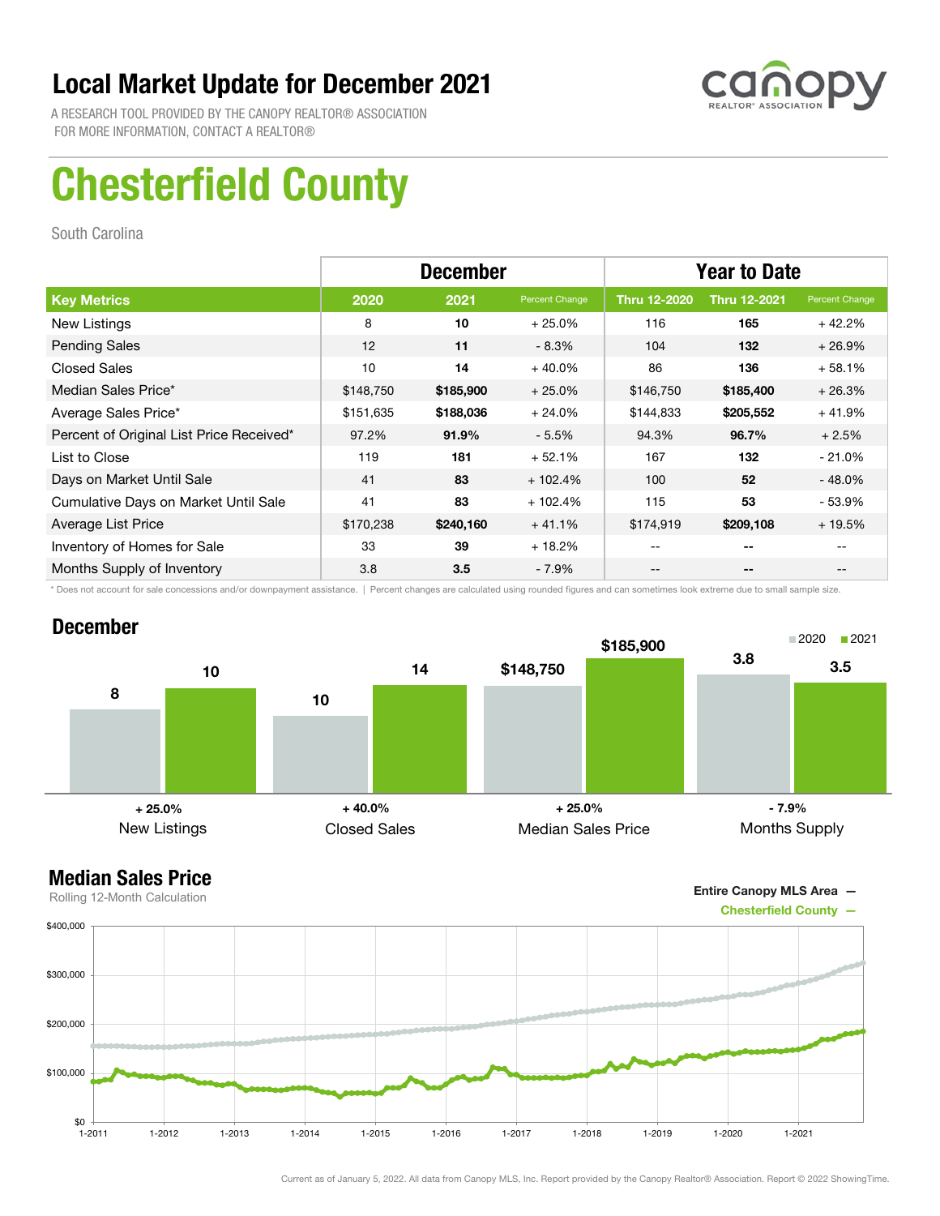# Local Market Update for December 2021

A RESEARCH TOOL PROVIDED BY THE CANOPY REALTOR® ASSOCIATION
FOR MORE INFORMATION, CONTACT A REALTOR®

# Chesterfield County

South Carolina

| Key Metrics | December | | | Year to Date | | |
|---|---|---|---|---|---|---|
| | 2020 | 2021 | Percent Change | Thru 12-2020 | Thru 12-2021 | Percent Change |
| New Listings | 8 | **10** | + 25.0% | 116 | **165** | + 42.2% |
| Pending Sales | 12 | **11** | - 8.3% | 104 | **132** | + 26.9% |
| Closed Sales | 10 | **14** | + 40.0% | 86 | **136** | + 58.1% |
| Median Sales Price* | $148,750 | **$185,900** | + 25.0% | $146,750 | **$185,400** | + 26.3% |
| Average Sales Price* | $151,635 | **$188,036** | + 24.0% | $144,833 | **$205,552** | + 41.9% |
| Percent of Original List Price Received* | 97.2% | **91.9%** | - 5.5% | 94.3% | **96.7%** | + 2.5% |
| List to Close | 119 | **181** | + 52.1% | 167 | **132** | - 21.0% |
| Days on Market Until Sale | 41 | **83** | + 102.4% | 100 | **52** | - 48.0% |
| Cumulative Days on Market Until Sale | 41 | **83** | + 102.4% | 115 | **53** | - 53.9% |
| Average List Price | $170,238 | **$240,160** | + 41.1% | $174,919 | **$209,108** | + 19.5% |
| Inventory of Homes for Sale | 33 | **39** | + 18.2% | -- | **--** | -- |
| Months Supply of Inventory | 3.8 | **3.5** | - 7.9% | -- | **--** | -- |

\* Does not account for sale concessions and/or downpayment assistance. | Percent changes are calculated using rounded figures and can sometimes look extreme due to small sample size.

## December

| | 2020 | 2021 | Change |
|---|---|---|---|
| New Listings | 8 | 10 | + 25.0% |
| Closed Sales | 10 | 14 | + 40.0% |
| Median Sales Price | $148,750 | $185,900 | + 25.0% |
| Months Supply | 3.8 | 3.5 | - 7.9% |

## Median Sales Price

Rolling 12-Month Calculation

Entire Canopy MLS Area —
Chesterfield County —

Current as of January 5, 2022. All data from Canopy MLS, Inc. Report provided by the Canopy Realtor® Association. Report © 2022 ShowingTime.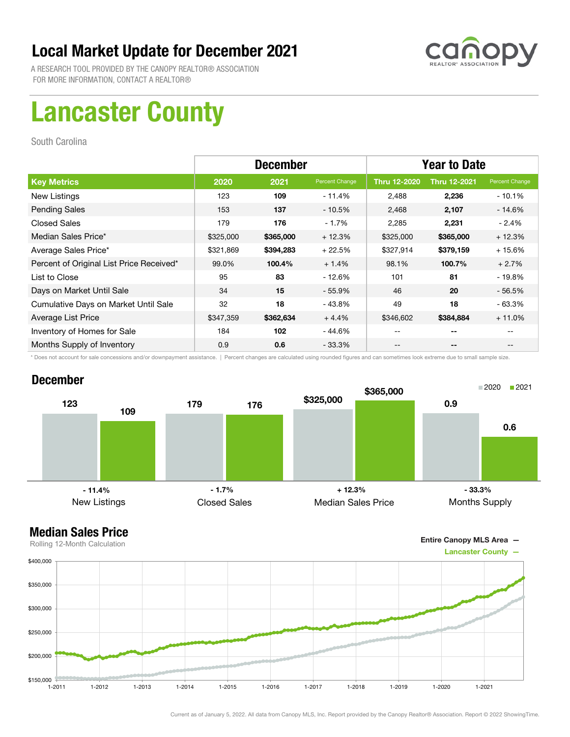# Local Market Update for December 2021

A RESEARCH TOOL PROVIDED BY THE CANOPY REALTOR® ASSOCIATION
FOR MORE INFORMATION, CONTACT A REALTOR®

# Lancaster County

South Carolina

| | December | | | Year to Date | | |
|---|---|---|---|---|---|---|
| **Key Metrics** | **2020** | **2021** | **Percent Change** | **Thru 12-2020** | **Thru 12-2021** | **Percent Change** |
| New Listings | 123 | **109** | - 11.4% | 2,488 | **2,236** | - 10.1% |
| Pending Sales | 153 | **137** | - 10.5% | 2,468 | **2,107** | - 14.6% |
| Closed Sales | 179 | **176** | - 1.7% | 2,285 | **2,231** | - 2.4% |
| Median Sales Price* | $325,000 | **$365,000** | + 12.3% | $325,000 | **$365,000** | + 12.3% |
| Average Sales Price* | $321,869 | **$394,283** | + 22.5% | $327,914 | **$379,159** | + 15.6% |
| Percent of Original List Price Received* | 99.0% | **100.4%** | + 1.4% | 98.1% | **100.7%** | + 2.7% |
| List to Close | 95 | **83** | - 12.6% | 101 | **81** | - 19.8% |
| Days on Market Until Sale | 34 | **15** | - 55.9% | 46 | **20** | - 56.5% |
| Cumulative Days on Market Until Sale | 32 | **18** | - 43.8% | 49 | **18** | - 63.3% |
| Average List Price | $347,359 | **$362,634** | + 4.4% | $346,602 | **$384,884** | + 11.0% |
| Inventory of Homes for Sale | 184 | **102** | - 44.6% | -- | **--** | -- |
| Months Supply of Inventory | 0.9 | **0.6** | - 33.3% | -- | **--** | -- |

\* Does not account for sale concessions and/or downpayment assistance. | Percent changes are calculated using rounded figures and can sometimes look extreme due to small sample size.

## December

| | 2020 | 2021 | Change |
|---|---|---|---|
| New Listings | 123 | 109 | - 11.4% |
| Closed Sales | 179 | 176 | - 1.7% |
| Median Sales Price | $325,000 | $365,000 | + 12.3% |
| Months Supply | 0.9 | 0.6 | - 33.3% |

## Median Sales Price

Rolling 12-Month Calculation

Entire Canopy MLS Area —
Lancaster County —

Current as of January 5, 2022. All data from Canopy MLS, Inc. Report provided by the Canopy Realtor® Association. Report © 2022 ShowingTime.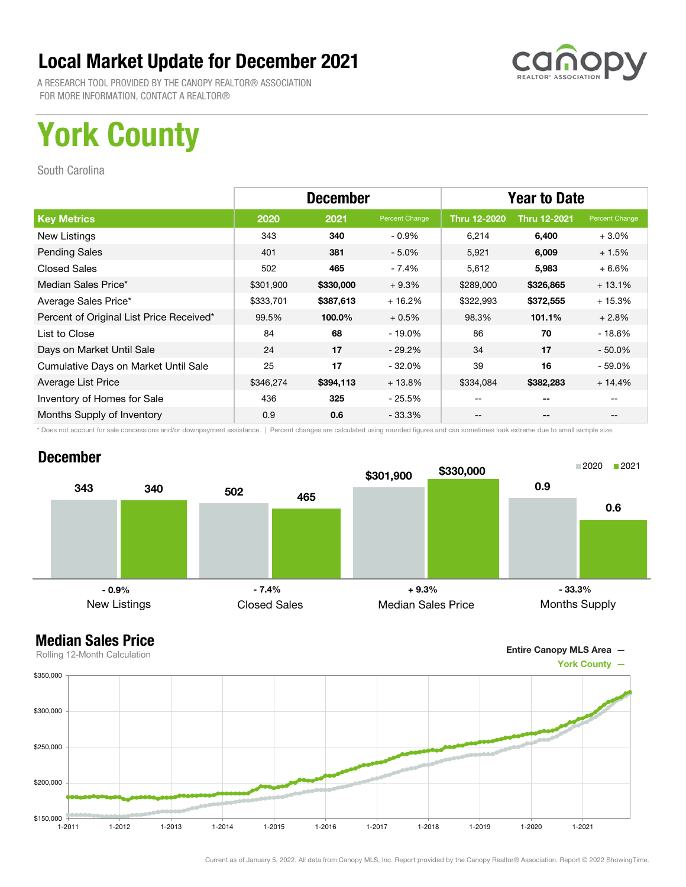# Local Market Update for December 2021

A RESEARCH TOOL PROVIDED BY THE CANOPY REALTOR® ASSOCIATION
FOR MORE INFORMATION, CONTACT A REALTOR®

# York County

South Carolina

| | December | | | Year to Date | | |
|---|---|---|---|---|---|---|
| **Key Metrics** | **2020** | **2021** | **Percent Change** | **Thru 12-2020** | **Thru 12-2021** | **Percent Change** |
| New Listings | 343 | **340** | - 0.9% | 6,214 | **6,400** | + 3.0% |
| Pending Sales | 401 | **381** | - 5.0% | 5,921 | **6,009** | + 1.5% |
| Closed Sales | 502 | **465** | - 7.4% | 5,612 | **5,983** | + 6.6% |
| Median Sales Price* | $301,900 | **$330,000** | + 9.3% | $289,000 | **$326,865** | + 13.1% |
| Average Sales Price* | $333,701 | **$387,613** | + 16.2% | $322,993 | **$372,555** | + 15.3% |
| Percent of Original List Price Received* | 99.5% | **100.0%** | + 0.5% | 98.3% | **101.1%** | + 2.8% |
| List to Close | 84 | **68** | - 19.0% | 86 | **70** | - 18.6% |
| Days on Market Until Sale | 24 | **17** | - 29.2% | 34 | **17** | - 50.0% |
| Cumulative Days on Market Until Sale | 25 | **17** | - 32.0% | 39 | **16** | - 59.0% |
| Average List Price | $346,274 | **$394,113** | + 13.8% | $334,084 | **$382,283** | + 14.4% |
| Inventory of Homes for Sale | 436 | **325** | - 25.5% | -- | **--** | -- |
| Months Supply of Inventory | 0.9 | **0.6** | - 33.3% | -- | **--** | -- |

\* Does not account for sale concessions and/or downpayment assistance. | Percent changes are calculated using rounded figures and can sometimes look extreme due to small sample size.

## December

| | 2020 | 2021 | Change |
|---|---|---|---|
| New Listings | 343 | 340 | - 0.9% |
| Closed Sales | 502 | 465 | - 7.4% |
| Median Sales Price | $301,900 | $330,000 | + 9.3% |
| Months Supply | 0.9 | 0.6 | - 33.3% |

## Median Sales Price

Rolling 12-Month Calculation

Entire Canopy MLS Area —
York County —

Current as of January 5, 2022. All data from Canopy MLS, Inc. Report provided by the Canopy Realtor® Association. Report © 2022 ShowingTime.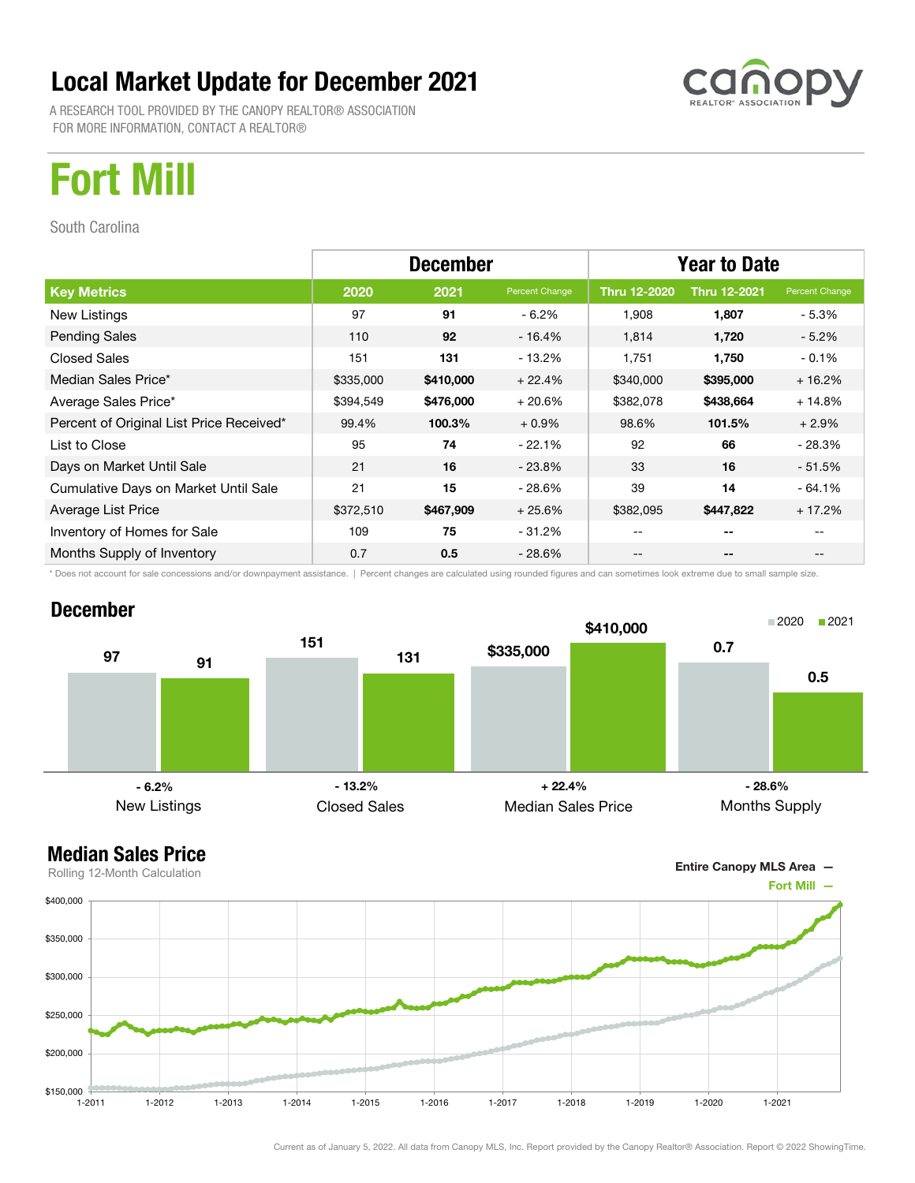# Local Market Update for December 2021

A RESEARCH TOOL PROVIDED BY THE CANOPY REALTOR® ASSOCIATION
FOR MORE INFORMATION, CONTACT A REALTOR®

# Fort Mill

South Carolina

| | December | | | Year to Date | | |
|---|---|---|---|---|---|---|
| **Key Metrics** | **2020** | **2021** | **Percent Change** | **Thru 12-2020** | **Thru 12-2021** | **Percent Change** |
| New Listings | 97 | **91** | - 6.2% | 1,908 | **1,807** | - 5.3% |
| Pending Sales | 110 | **92** | - 16.4% | 1,814 | **1,720** | - 5.2% |
| Closed Sales | 151 | **131** | - 13.2% | 1,751 | **1,750** | - 0.1% |
| Median Sales Price* | $335,000 | **$410,000** | + 22.4% | $340,000 | **$395,000** | + 16.2% |
| Average Sales Price* | $394,549 | **$476,000** | + 20.6% | $382,078 | **$438,664** | + 14.8% |
| Percent of Original List Price Received* | 99.4% | **100.3%** | + 0.9% | 98.6% | **101.5%** | + 2.9% |
| List to Close | 95 | **74** | - 22.1% | 92 | **66** | - 28.3% |
| Days on Market Until Sale | 21 | **16** | - 23.8% | 33 | **16** | - 51.5% |
| Cumulative Days on Market Until Sale | 21 | **15** | - 28.6% | 39 | **14** | - 64.1% |
| Average List Price | $372,510 | **$467,909** | + 25.6% | $382,095 | **$447,822** | + 17.2% |
| Inventory of Homes for Sale | 109 | **75** | - 31.2% | -- | **--** | -- |
| Months Supply of Inventory | 0.7 | **0.5** | - 28.6% | -- | **--** | -- |

\* Does not account for sale concessions and/or downpayment assistance. | Percent changes are calculated using rounded figures and can sometimes look extreme due to small sample size.

## December

| | 2020 | 2021 | Change |
|---|---|---|---|
| New Listings | 97 | 91 | - 6.2% |
| Closed Sales | 151 | 131 | - 13.2% |
| Median Sales Price | $335,000 | $410,000 | + 22.4% |
| Months Supply | 0.7 | 0.5 | - 28.6% |

## Median Sales Price

Rolling 12-Month Calculation

Entire Canopy MLS Area —
Fort Mill —

Current as of January 5, 2022. All data from Canopy MLS, Inc. Report provided by the Canopy Realtor® Association. Report © 2022 ShowingTime.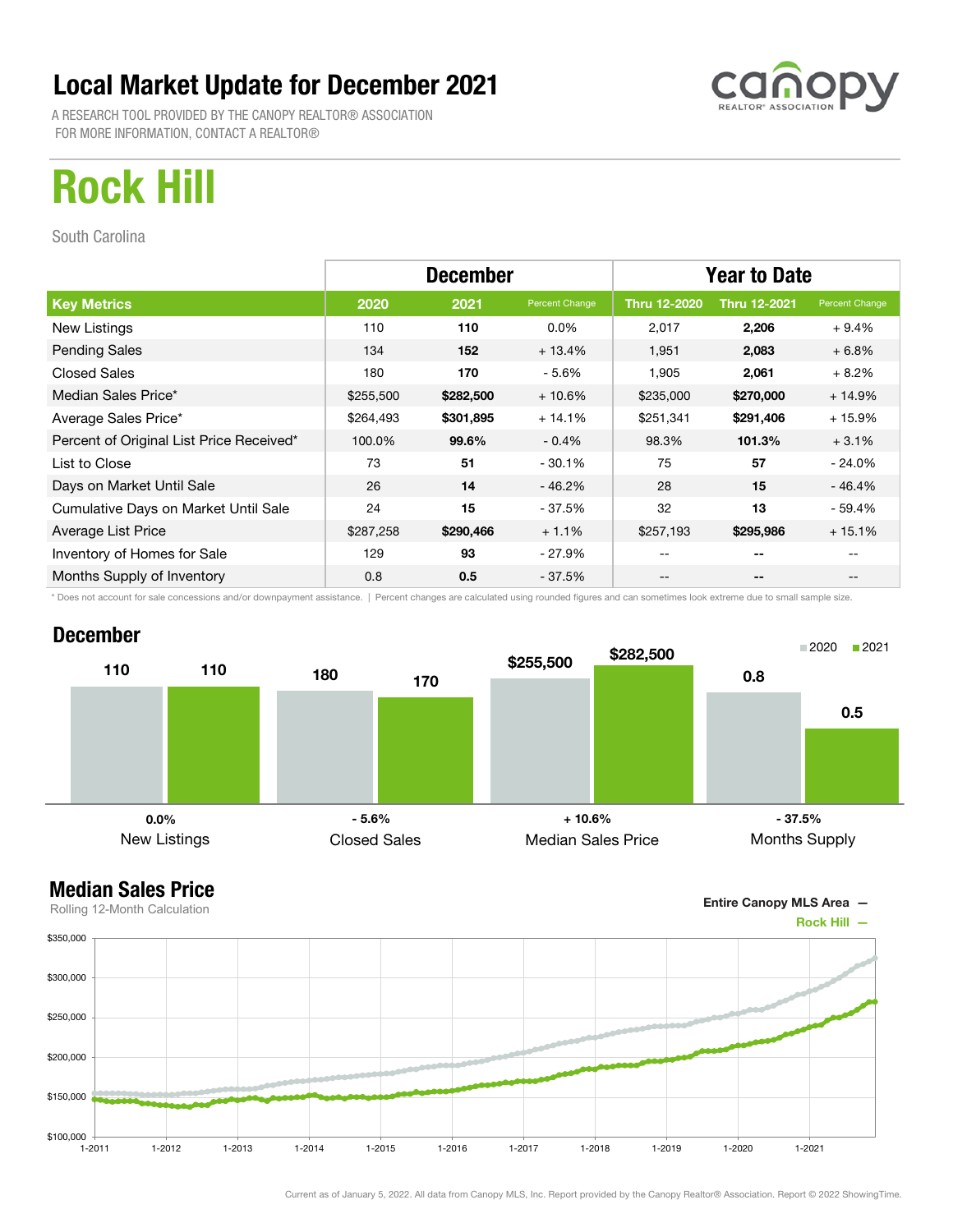# Local Market Update for December 2021

A RESEARCH TOOL PROVIDED BY THE CANOPY REALTOR® ASSOCIATION
FOR MORE INFORMATION, CONTACT A REALTOR®

## Rock Hill

South Carolina

| | December | | | Year to Date | | |
|---|---|---|---|---|---|---|
| **Key Metrics** | **2020** | **2021** | **Percent Change** | **Thru 12-2020** | **Thru 12-2021** | **Percent Change** |
| New Listings | 110 | **110** | 0.0% | 2,017 | **2,206** | + 9.4% |
| Pending Sales | 134 | **152** | + 13.4% | 1,951 | **2,083** | + 6.8% |
| Closed Sales | 180 | **170** | - 5.6% | 1,905 | **2,061** | + 8.2% |
| Median Sales Price* | $255,500 | **$282,500** | + 10.6% | $235,000 | **$270,000** | + 14.9% |
| Average Sales Price* | $264,493 | **$301,895** | + 14.1% | $251,341 | **$291,406** | + 15.9% |
| Percent of Original List Price Received* | 100.0% | **99.6%** | - 0.4% | 98.3% | **101.3%** | + 3.1% |
| List to Close | 73 | **51** | - 30.1% | 75 | **57** | - 24.0% |
| Days on Market Until Sale | 26 | **14** | - 46.2% | 28 | **15** | - 46.4% |
| Cumulative Days on Market Until Sale | 24 | **15** | - 37.5% | 32 | **13** | - 59.4% |
| Average List Price | $287,258 | **$290,466** | + 1.1% | $257,193 | **$295,986** | + 15.1% |
| Inventory of Homes for Sale | 129 | **93** | - 27.9% | -- | **--** | -- |
| Months Supply of Inventory | 0.8 | **0.5** | - 37.5% | -- | **--** | -- |

\* Does not account for sale concessions and/or downpayment assistance. | Percent changes are calculated using rounded figures and can sometimes look extreme due to small sample size.

### December

| | 2020 | 2021 | Percent Change |
|---|---|---|---|
| New Listings | 110 | 110 | 0.0% |
| Closed Sales | 180 | 170 | - 5.6% |
| Median Sales Price | $255,500 | $282,500 | + 10.6% |
| Months Supply | 0.8 | 0.5 | - 37.5% |

### Median Sales Price

Rolling 12-Month Calculation

Entire Canopy MLS Area —
Rock Hill —

Current as of January 5, 2022. All data from Canopy MLS, Inc. Report provided by the Canopy Realtor® Association. Report © 2022 ShowingTime.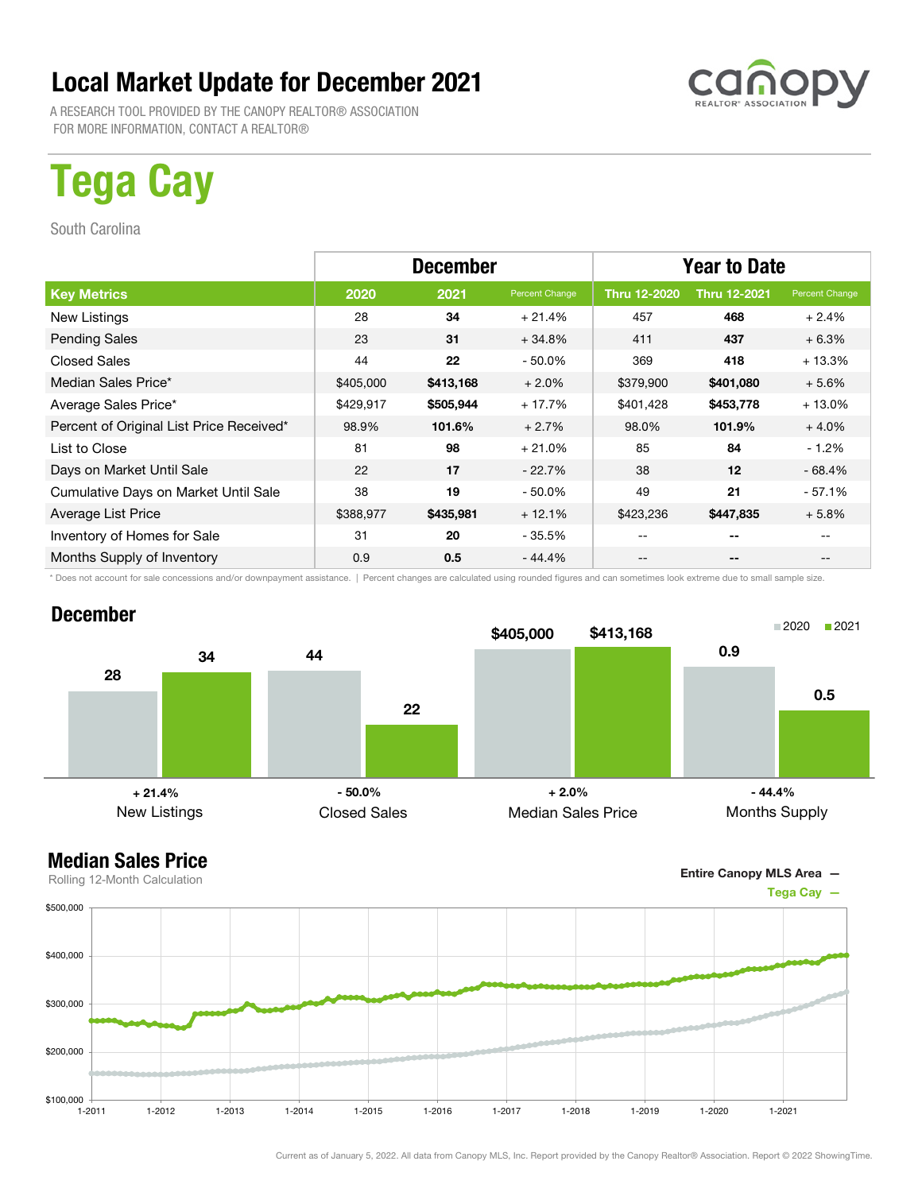# Local Market Update for December 2021

A RESEARCH TOOL PROVIDED BY THE CANOPY REALTOR® ASSOCIATION
FOR MORE INFORMATION, CONTACT A REALTOR®

# Tega Cay

South Carolina

| Key Metrics | December 2020 | December 2021 | Percent Change | Thru 12-2020 | Thru 12-2021 | Percent Change |
|---|---|---|---|---|---|---|
| New Listings | 28 | **34** | + 21.4% | 457 | **468** | + 2.4% |
| Pending Sales | 23 | **31** | + 34.8% | 411 | **437** | + 6.3% |
| Closed Sales | 44 | **22** | - 50.0% | 369 | **418** | + 13.3% |
| Median Sales Price* | $405,000 | **$413,168** | + 2.0% | $379,900 | **$401,080** | + 5.6% |
| Average Sales Price* | $429,917 | **$505,944** | + 17.7% | $401,428 | **$453,778** | + 13.0% |
| Percent of Original List Price Received* | 98.9% | **101.6%** | + 2.7% | 98.0% | **101.9%** | + 4.0% |
| List to Close | 81 | **98** | + 21.0% | 85 | **84** | - 1.2% |
| Days on Market Until Sale | 22 | **17** | - 22.7% | 38 | **12** | - 68.4% |
| Cumulative Days on Market Until Sale | 38 | **19** | - 50.0% | 49 | **21** | - 57.1% |
| Average List Price | $388,977 | **$435,981** | + 12.1% | $423,236 | **$447,835** | + 5.8% |
| Inventory of Homes for Sale | 31 | **20** | - 35.5% | -- | -- | -- |
| Months Supply of Inventory | 0.9 | **0.5** | - 44.4% | -- | -- | -- |

\* Does not account for sale concessions and/or downpayment assistance. | Percent changes are calculated using rounded figures and can sometimes look extreme due to small sample size.

## December

| | 2020 | 2021 | Change |
|---|---|---|---|
| New Listings | 28 | 34 | + 21.4% |
| Closed Sales | 44 | 22 | - 50.0% |
| Median Sales Price | $405,000 | $413,168 | + 2.0% |
| Months Supply | 0.9 | 0.5 | - 44.4% |

## Median Sales Price

Rolling 12-Month Calculation

Entire Canopy MLS Area —
Tega Cay —

Current as of January 5, 2022. All data from Canopy MLS, Inc. Report provided by the Canopy Realtor® Association. Report © 2022 ShowingTime.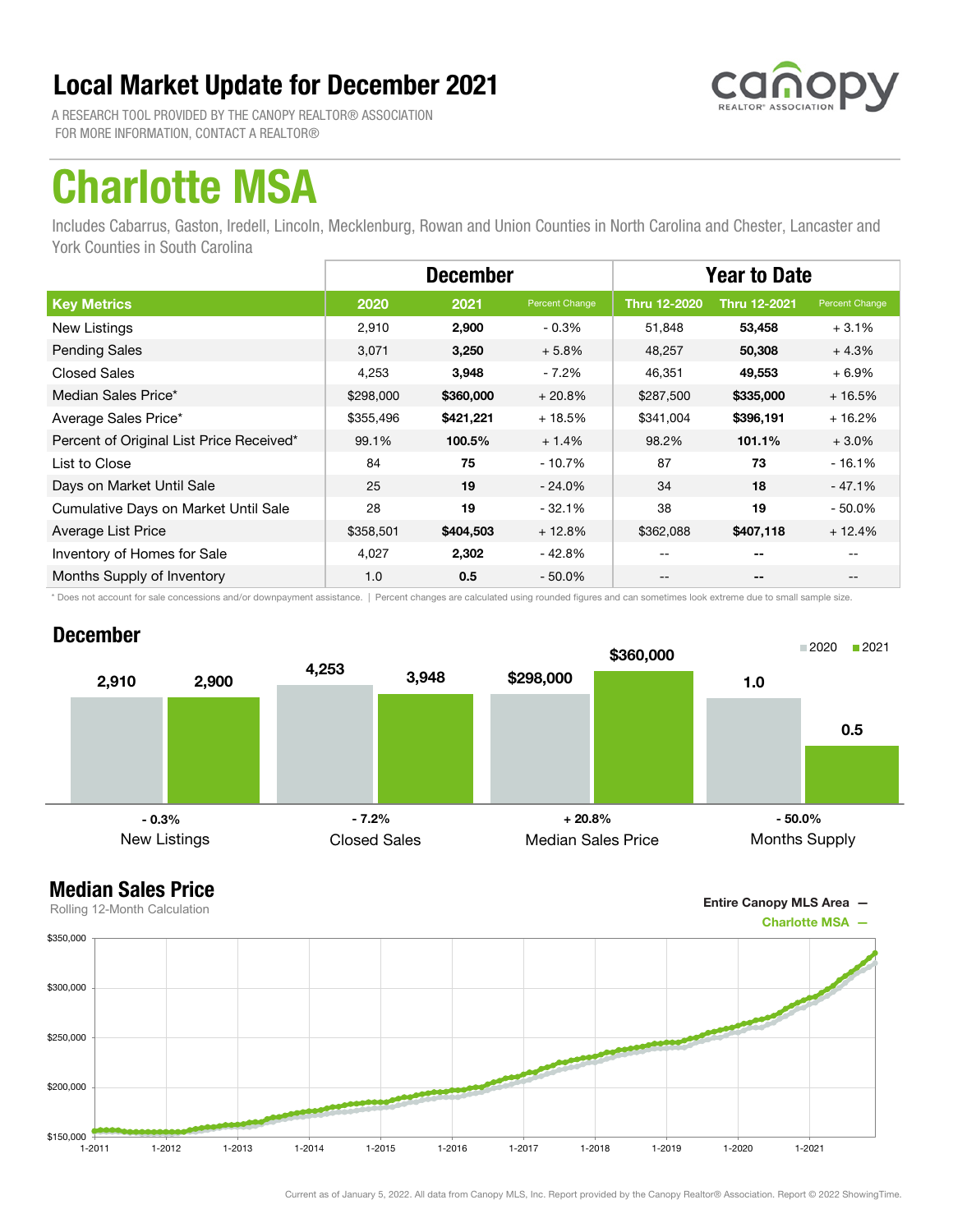# Local Market Update for December 2021

A RESEARCH TOOL PROVIDED BY THE CANOPY REALTOR® ASSOCIATION
FOR MORE INFORMATION, CONTACT A REALTOR®

canopy REALTOR® ASSOCIATION

# Charlotte MSA

Includes Cabarrus, Gaston, Iredell, Lincoln, Mecklenburg, Rowan and Union Counties in North Carolina and Chester, Lancaster and York Counties in South Carolina

| | December | | | Year to Date | | |
|---|---|---|---|---|---|---|
| **Key Metrics** | **2020** | **2021** | **Percent Change** | **Thru 12-2020** | **Thru 12-2021** | **Percent Change** |
| New Listings | 2,910 | **2,900** | - 0.3% | 51,848 | **53,458** | + 3.1% |
| Pending Sales | 3,071 | **3,250** | + 5.8% | 48,257 | **50,308** | + 4.3% |
| Closed Sales | 4,253 | **3,948** | - 7.2% | 46,351 | **49,553** | + 6.9% |
| Median Sales Price* | $298,000 | **$360,000** | + 20.8% | $287,500 | **$335,000** | + 16.5% |
| Average Sales Price* | $355,496 | **$421,221** | + 18.5% | $341,004 | **$396,191** | + 16.2% |
| Percent of Original List Price Received* | 99.1% | **100.5%** | + 1.4% | 98.2% | **101.1%** | + 3.0% |
| List to Close | 84 | **75** | - 10.7% | 87 | **73** | - 16.1% |
| Days on Market Until Sale | 25 | **19** | - 24.0% | 34 | **18** | - 47.1% |
| Cumulative Days on Market Until Sale | 28 | **19** | - 32.1% | 38 | **19** | - 50.0% |
| Average List Price | $358,501 | **$404,503** | + 12.8% | $362,088 | **$407,118** | + 12.4% |
| Inventory of Homes for Sale | 4,027 | **2,302** | - 42.8% | -- | **--** | -- |
| Months Supply of Inventory | 1.0 | **0.5** | - 50.0% | -- | **--** | -- |

\* Does not account for sale concessions and/or downpayment assistance. | Percent changes are calculated using rounded figures and can sometimes look extreme due to small sample size.

## December

2020 2021

2,910 2,900
- 0.3%
New Listings

4,253 3,948
- 7.2%
Closed Sales

$298,000 $360,000
+ 20.8%
Median Sales Price

1.0 0.5
- 50.0%
Months Supply

## Median Sales Price

Rolling 12-Month Calculation

Entire Canopy MLS Area —
Charlotte MSA —

$350,000
$300,000
$250,000
$200,000
$150,000

1-2011 1-2012 1-2013 1-2014 1-2015 1-2016 1-2017 1-2018 1-2019 1-2020 1-2021

Current as of January 5, 2022. All data from Canopy MLS, Inc. Report provided by the Canopy Realtor® Association. Report © 2022 ShowingTime.